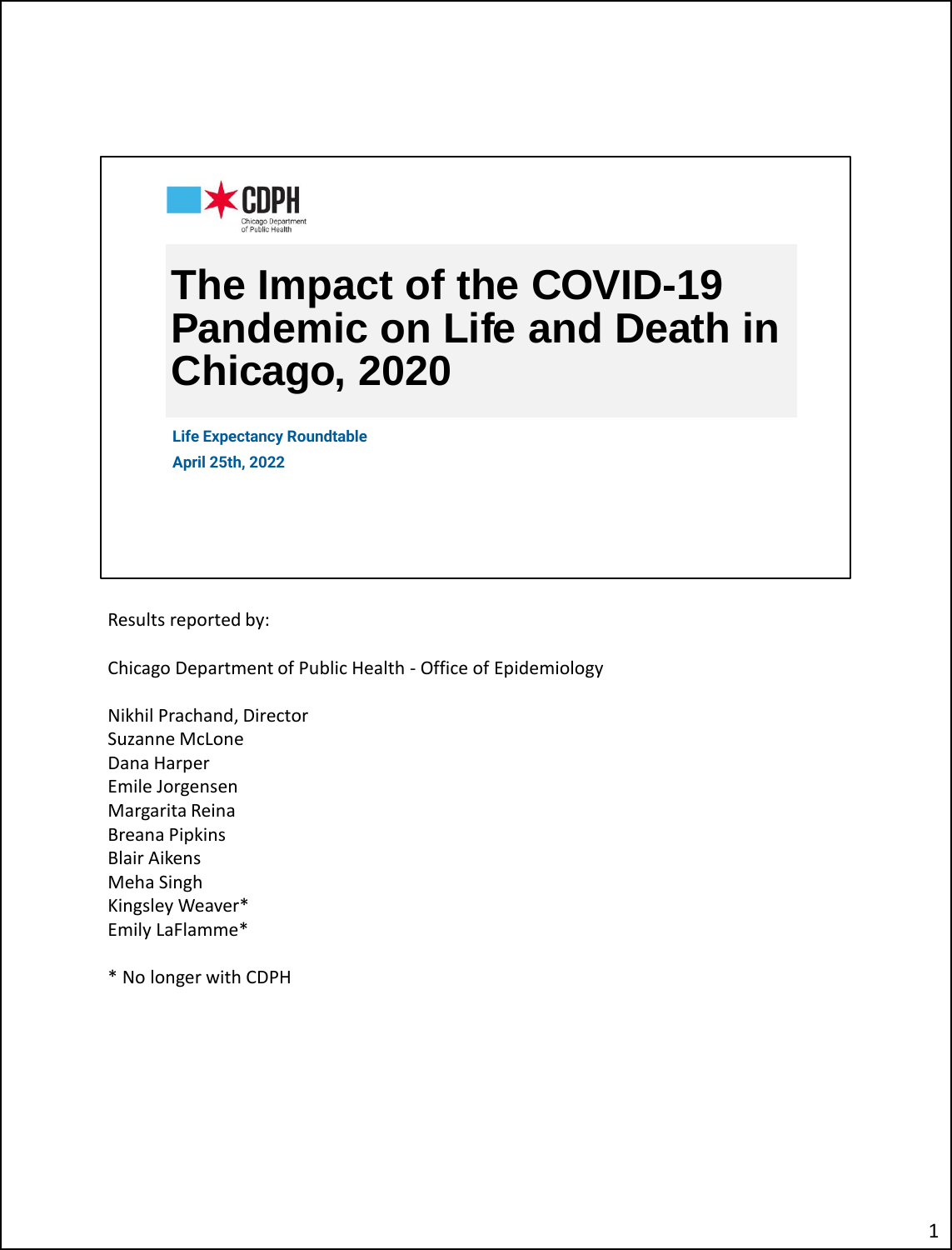CDPH
Chicago Department of Public Health

# The Impact of the COVID-19 Pandemic on Life and Death in Chicago, 2020

**Life Expectancy Roundtable**
**April 25th, 2022**

Results reported by:

Chicago Department of Public Health - Office of Epidemiology

Nikhil Prachand, Director
Suzanne McLone
Dana Harper
Emile Jorgensen
Margarita Reina
Breana Pipkins
Blair Aikens
Meha Singh
Kingsley Weaver*
Emily LaFlamme*

* No longer with CDPH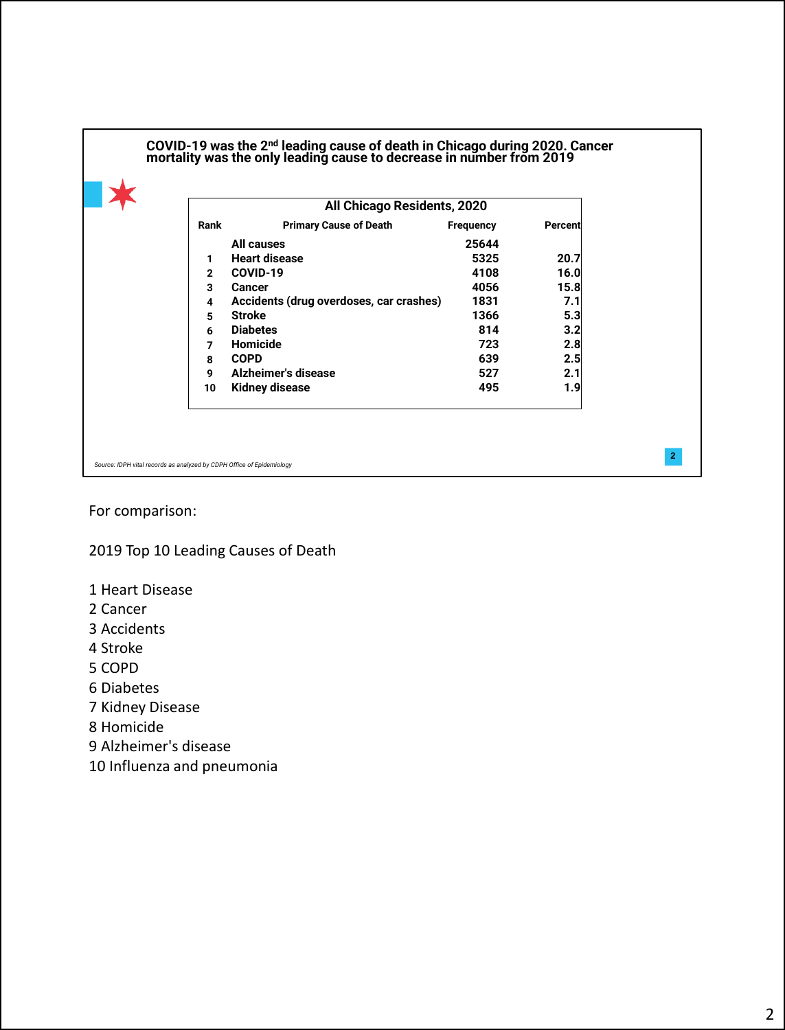## COVID-19 was the 2nd leading cause of death in Chicago during 2020. Cancer mortality was the only leading cause to decrease in number from 2019

**All Chicago Residents, 2020**

| Rank | Primary Cause of Death | Frequency | Percent |
|---|---|---|---|
| | All causes | 25644 | |
| 1 | Heart disease | 5325 | 20.7 |
| 2 | COVID-19 | 4108 | 16.0 |
| 3 | Cancer | 4056 | 15.8 |
| 4 | Accidents (drug overdoses, car crashes) | 1831 | 7.1 |
| 5 | Stroke | 1366 | 5.3 |
| 6 | Diabetes | 814 | 3.2 |
| 7 | Homicide | 723 | 2.8 |
| 8 | COPD | 639 | 2.5 |
| 9 | Alzheimer's disease | 527 | 2.1 |
| 10 | Kidney disease | 495 | 1.9 |

*Source: IDPH vital records as analyzed by CDPH Office of Epidemiology*

For comparison:

2019 Top 10 Leading Causes of Death

1 Heart Disease
2 Cancer
3 Accidents
4 Stroke
5 COPD
6 Diabetes
7 Kidney Disease
8 Homicide
9 Alzheimer's disease
10 Influenza and pneumonia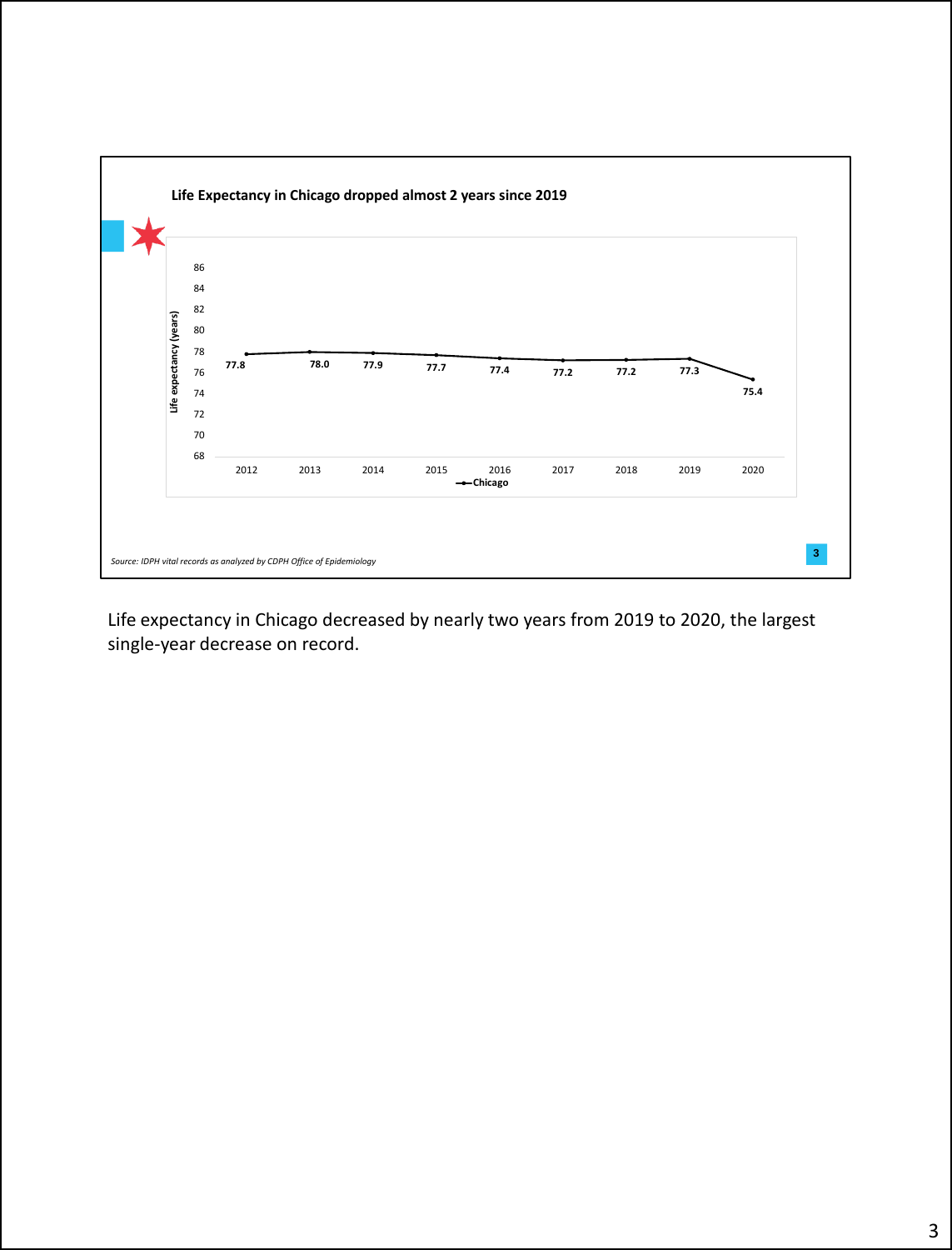**Life Expectancy in Chicago dropped almost 2 years since 2019**

| Year | 2012 | 2013 | 2014 | 2015 | 2016 | 2017 | 2018 | 2019 | 2020 |
|---|---|---|---|---|---|---|---|---|---|
| Chicago life expectancy (years) | 77.8 | 78.0 | 77.9 | 77.7 | 77.4 | 77.2 | 77.2 | 77.3 | 75.4 |

*Source: IDPH vital records as analyzed by CDPH Office of Epidemiology*

Life expectancy in Chicago decreased by nearly two years from 2019 to 2020, the largest single-year decrease on record.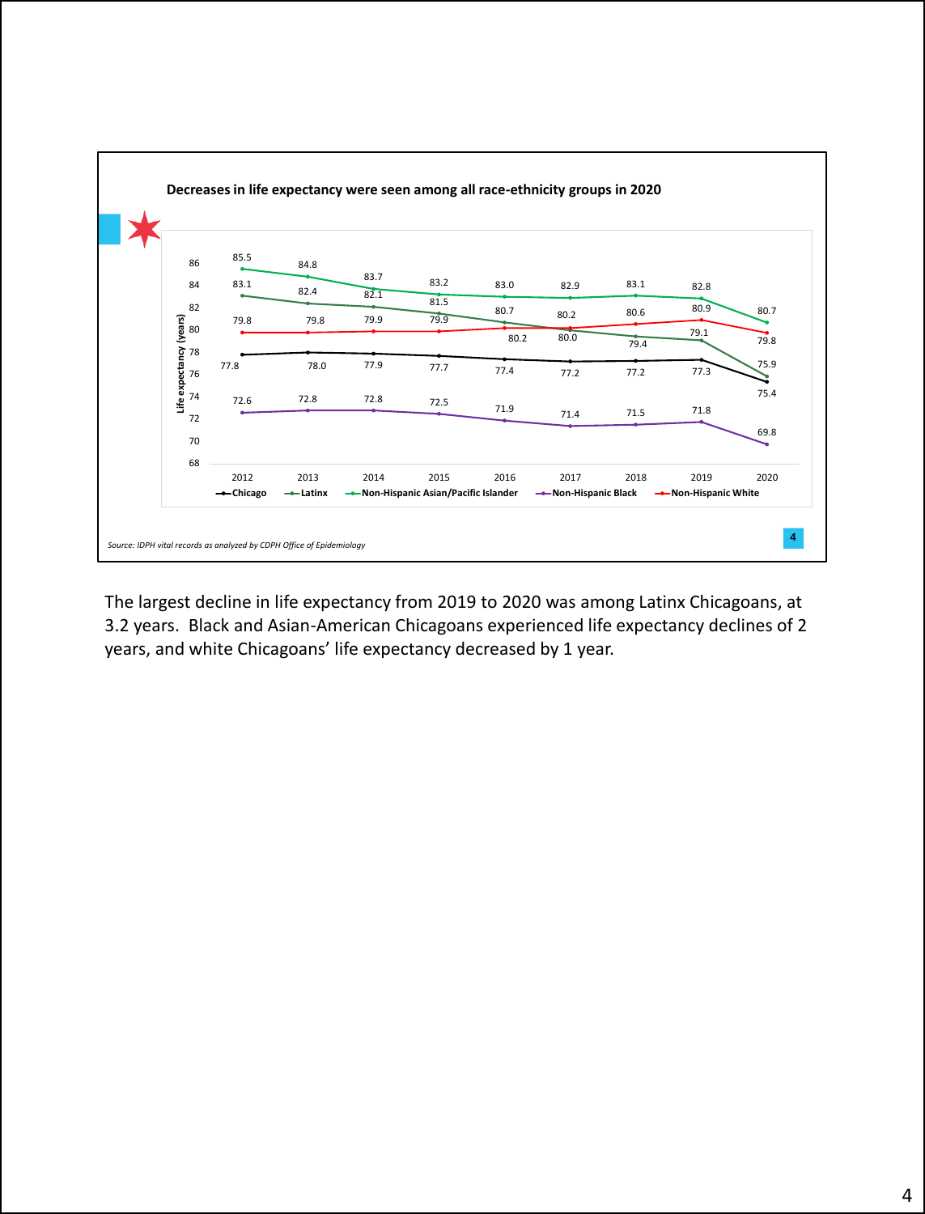**Decreases in life expectancy were seen among all race-ethnicity groups in 2020**

| Year | Chicago | Latinx | Non-Hispanic Asian/Pacific Islander | Non-Hispanic Black | Non-Hispanic White |
|---|---|---|---|---|---|
| 2012 | 77.8 | 83.1 | 85.5 | 72.6 | 79.8 |
| 2013 | 78.0 | 82.4 | 84.8 | 72.8 | 79.8 |
| 2014 | 77.9 | 82.1 | 83.7 | 72.8 | 79.9 |
| 2015 | 77.7 | 81.5 | 83.2 | 72.5 | 79.9 |
| 2016 | 77.4 | 80.7 | 83.0 | 71.9 | 80.2 |
| 2017 | 77.2 | 80.0 | 82.9 | 71.4 | 80.2 |
| 2018 | 77.2 | 79.4 | 83.1 | 71.5 | 80.6 |
| 2019 | 77.3 | 79.1 | 82.8 | 71.8 | 80.9 |
| 2020 | 75.4 | 75.9 | 80.7 | 69.8 | 79.8 |

*Source: IDPH vital records as analyzed by CDPH Office of Epidemiology*

The largest decline in life expectancy from 2019 to 2020 was among Latinx Chicagoans, at 3.2 years. Black and Asian-American Chicagoans experienced life expectancy declines of 2 years, and white Chicagoans' life expectancy decreased by 1 year.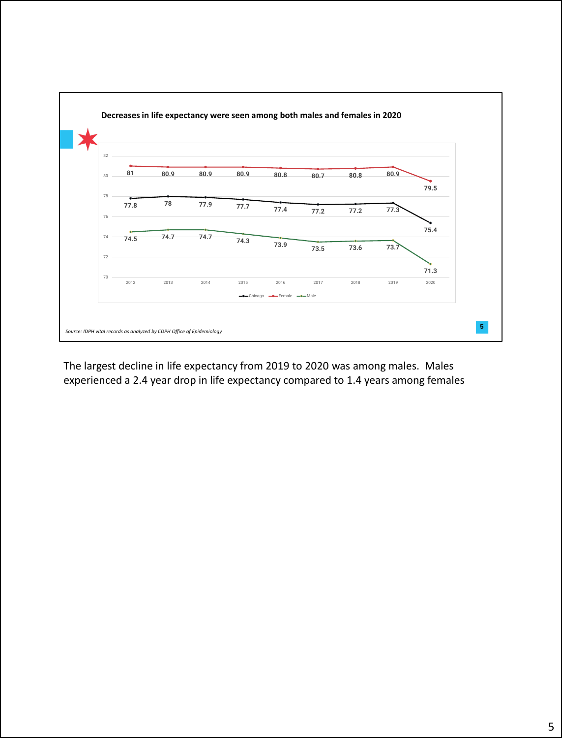**Decreases in life expectancy were seen among both males and females in 2020**

| Year | Chicago | Female | Male |
|---|---|---|---|
| 2012 | 77.8 | 81 | 74.5 |
| 2013 | 78 | 80.9 | 74.7 |
| 2014 | 77.9 | 80.9 | 74.7 |
| 2015 | 77.7 | 80.9 | 74.3 |
| 2016 | 77.4 | 80.8 | 73.9 |
| 2017 | 77.2 | 80.7 | 73.5 |
| 2018 | 77.2 | 80.8 | 73.6 |
| 2019 | 77.3 | 80.9 | 73.7 |
| 2020 | 75.4 | 79.5 | 71.3 |

*Source: IDPH vital records as analyzed by CDPH Office of Epidemiology*

The largest decline in life expectancy from 2019 to 2020 was among males. Males experienced a 2.4 year drop in life expectancy compared to 1.4 years among females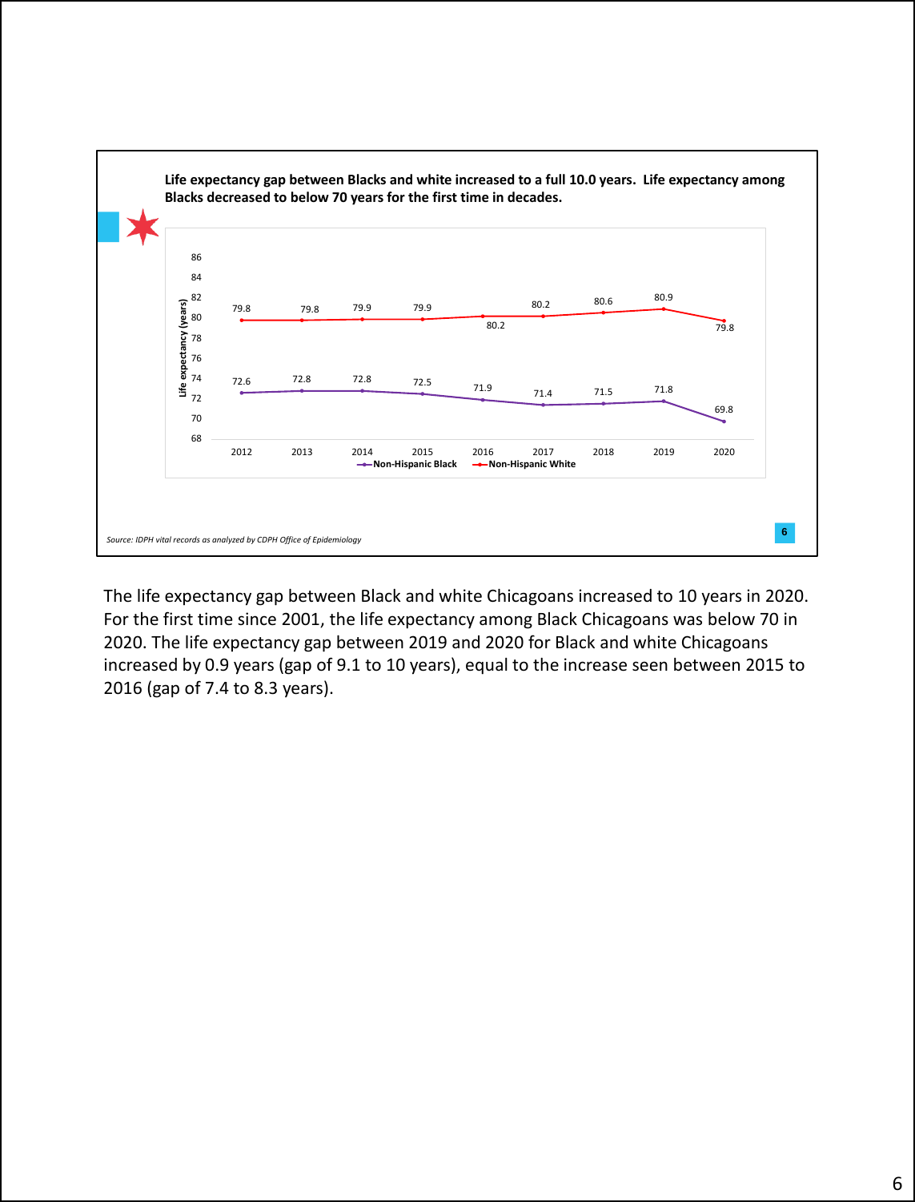**Life expectancy gap between Blacks and white increased to a full 10.0 years. Life expectancy among Blacks decreased to below 70 years for the first time in decades.**

| Year | Non-Hispanic Black | Non-Hispanic White |
|---|---|---|
| 2012 | 72.6 | 79.8 |
| 2013 | 72.8 | 79.8 |
| 2014 | 72.8 | 79.9 |
| 2015 | 72.5 | 79.9 |
| 2016 | 71.9 | 80.2 |
| 2017 | 71.4 | 80.2 |
| 2018 | 71.5 | 80.6 |
| 2019 | 71.8 | 80.9 |
| 2020 | 69.8 | 79.8 |

*Source: IDPH vital records as analyzed by CDPH Office of Epidemiology*

The life expectancy gap between Black and white Chicagoans increased to 10 years in 2020. For the first time since 2001, the life expectancy among Black Chicagoans was below 70 in 2020. The life expectancy gap between 2019 and 2020 for Black and white Chicagoans increased by 0.9 years (gap of 9.1 to 10 years), equal to the increase seen between 2015 to 2016 (gap of 7.4 to 8.3 years).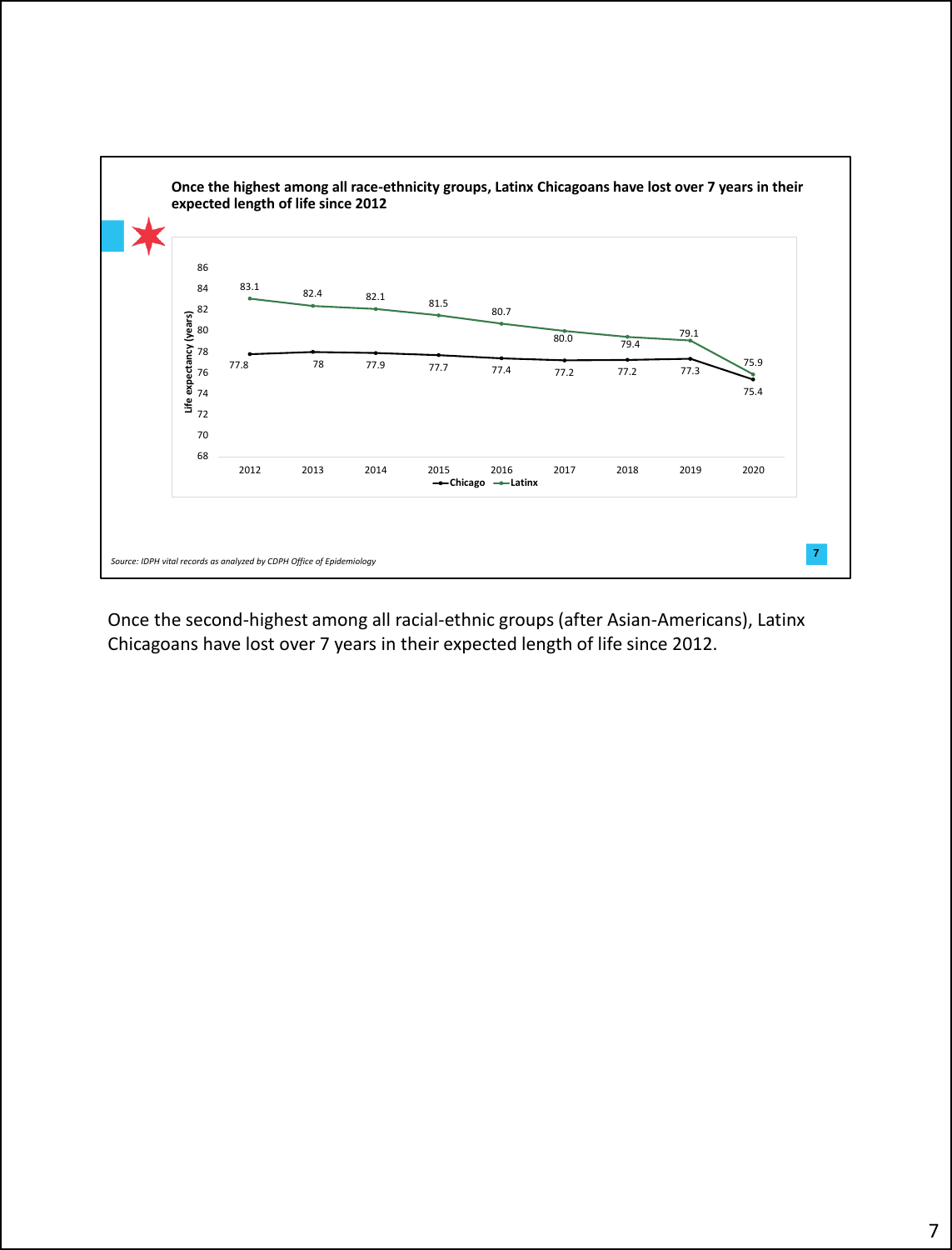**Once the highest among all race-ethnicity groups, Latinx Chicagoans have lost over 7 years in their expected length of life since 2012**

| Year | Chicago | Latinx |
|---|---|---|
| 2012 | 77.8 | 83.1 |
| 2013 | 78 | 82.4 |
| 2014 | 77.9 | 82.1 |
| 2015 | 77.7 | 81.5 |
| 2016 | 77.4 | 80.7 |
| 2017 | 77.2 | 80.0 |
| 2018 | 77.2 | 79.4 |
| 2019 | 77.3 | 79.1 |
| 2020 | 75.4 | 75.9 |

Life expectancy (years)

*Source: IDPH vital records as analyzed by CDPH Office of Epidemiology*

Once the second-highest among all racial-ethnic groups (after Asian-Americans), Latinx Chicagoans have lost over 7 years in their expected length of life since 2012.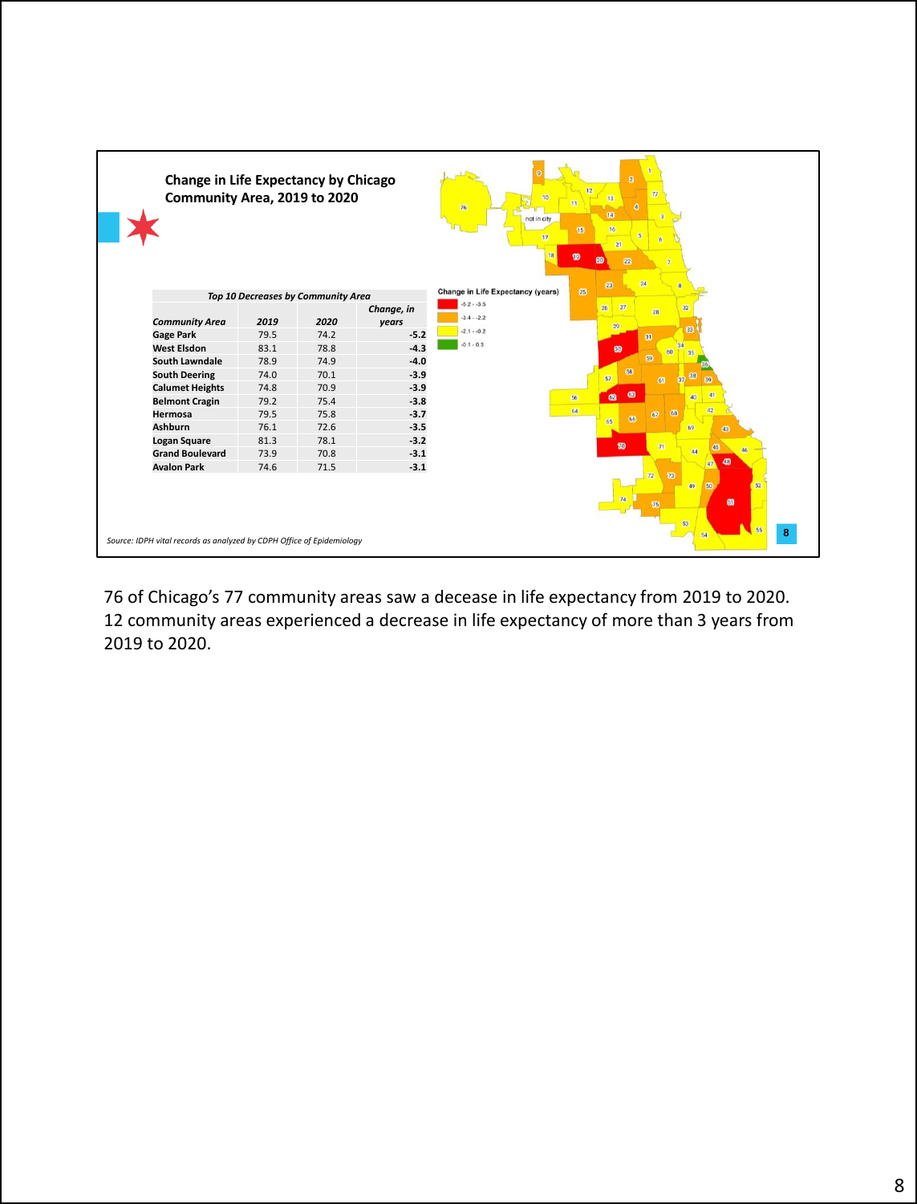## Change in Life Expectancy by Chicago Community Area, 2019 to 2020

| Top 10 Decreases by Community Area | | | |
|---|---|---|---|
| Community Area | 2019 | 2020 | Change, in years |
| Gage Park | 79.5 | 74.2 | -5.2 |
| West Elsdon | 83.1 | 78.8 | -4.3 |
| South Lawndale | 78.9 | 74.9 | -4.0 |
| South Deering | 74.0 | 70.1 | -3.9 |
| Calumet Heights | 74.8 | 70.9 | -3.9 |
| Belmont Cragin | 79.2 | 75.4 | -3.8 |
| Hermosa | 79.5 | 75.8 | -3.7 |
| Ashburn | 76.1 | 72.6 | -3.5 |
| Logan Square | 81.3 | 78.1 | -3.2 |
| Grand Boulevard | 73.9 | 70.8 | -3.1 |
| Avalon Park | 74.6 | 71.5 | -3.1 |

Change in Life Expectancy (years)

- -5.2 - -3.5
- -3.4 - -2.2
- -2.1 - -0.2
- -0.1 - 0.3

*Source: IDPH vital records as analyzed by CDPH Office of Epidemiology*

76 of Chicago's 77 community areas saw a decease in life expectancy from 2019 to 2020. 12 community areas experienced a decrease in life expectancy of more than 3 years from 2019 to 2020.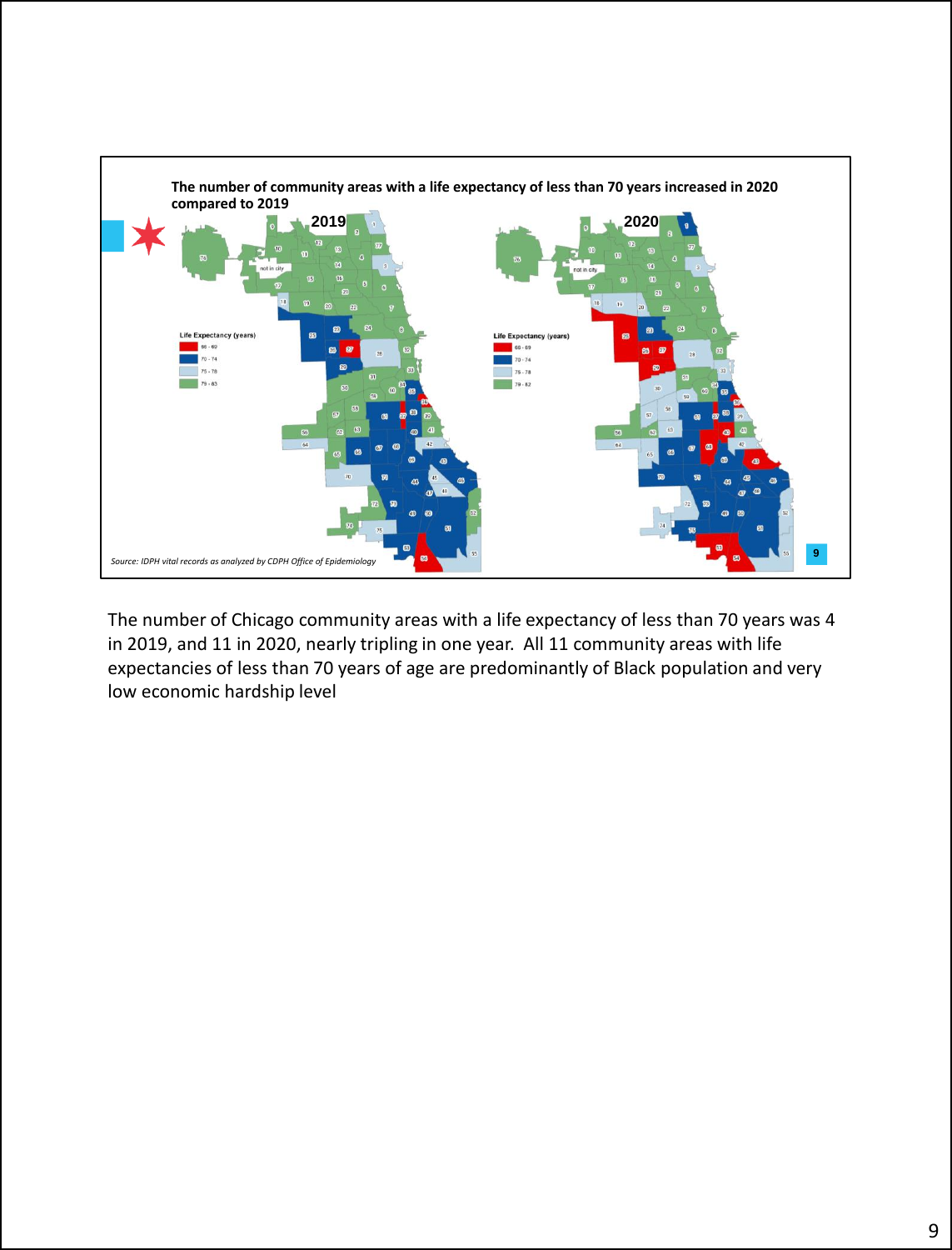**The number of community areas with a life expectancy of less than 70 years increased in 2020 compared to 2019**

**2019** | **2020**

Life Expectancy (years): 56 - 69; 70 - 74; 75 - 78; 79 - 83 (2019)

Life Expectancy (years): 60 - 69; 70 - 74; 75 - 78; 79 - 82 (2020)

*Source: IDPH vital records as analyzed by CDPH Office of Epidemiology*

The number of Chicago community areas with a life expectancy of less than 70 years was 4 in 2019, and 11 in 2020, nearly tripling in one year. All 11 community areas with life expectancies of less than 70 years of age are predominantly of Black population and very low economic hardship level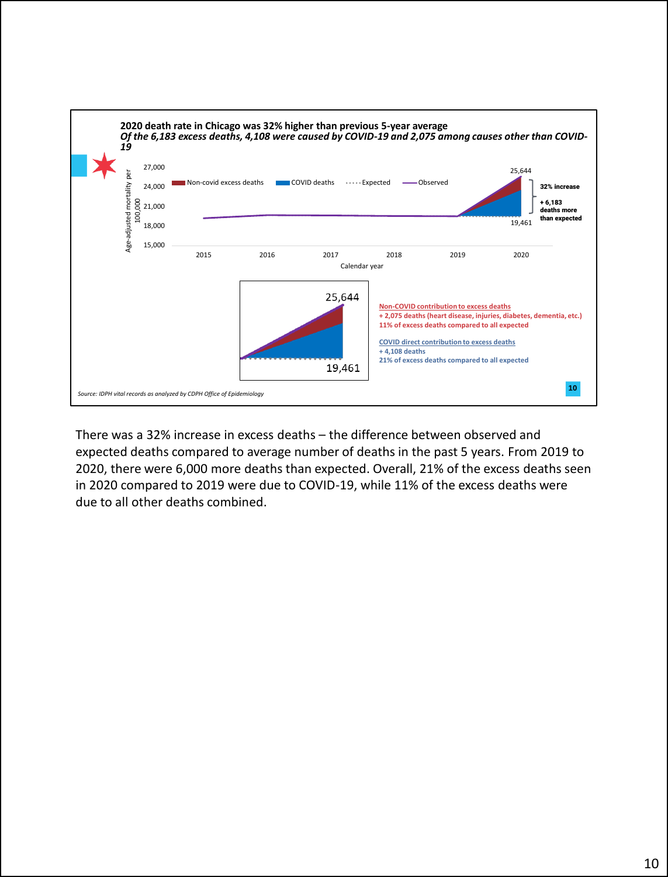**2020 death rate in Chicago was 32% higher than previous 5-year average**

***Of the 6,183 excess deaths, 4,108 were caused by COVID-19 and 2,075 among causes other than COVID-19***

Age-adjusted mortality per 100,000

27,000
24,000
21,000
18,000
15,000

Non-covid excess deaths · COVID deaths · Expected · Observed

2015 2016 2017 2018 2019 2020

Calendar year

25,644

19,461

**32% increase**

**+ 6,183 deaths more than expected**

25,644

19,461

**Non-COVID contribution to excess deaths**
**+ 2,075 deaths (heart disease, injuries, diabetes, dementia, etc.)**
**11% of excess deaths compared to all expected**

**COVID direct contribution to excess deaths**
**+ 4,108 deaths**
**21% of excess deaths compared to all expected**

*Source: IDPH vital records as analyzed by CDPH Office of Epidemiology*

There was a 32% increase in excess deaths – the difference between observed and expected deaths compared to average number of deaths in the past 5 years. From 2019 to 2020, there were 6,000 more deaths than expected. Overall, 21% of the excess deaths seen in 2020 compared to 2019 were due to COVID-19, while 11% of the excess deaths were due to all other deaths combined.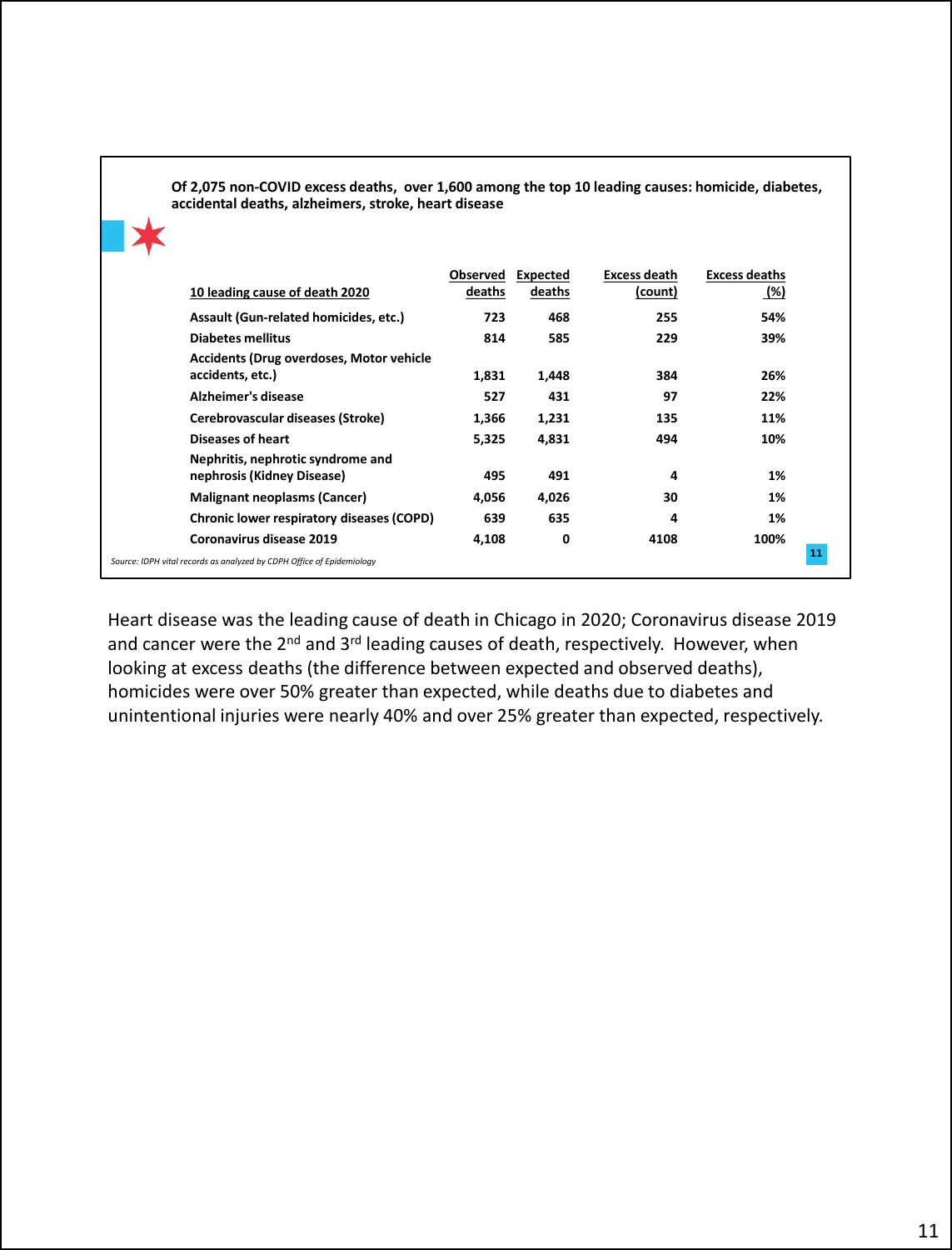**Of 2,075 non-COVID excess deaths, over 1,600 among the top 10 leading causes: homicide, diabetes, accidental deaths, alzheimers, stroke, heart disease**

| 10 leading cause of death 2020 | Observed deaths | Expected deaths | Excess death (count) | Excess deaths (%) |
|---|---|---|---|---|
| Assault (Gun-related homicides, etc.) | 723 | 468 | 255 | 54% |
| Diabetes mellitus | 814 | 585 | 229 | 39% |
| Accidents (Drug overdoses, Motor vehicle accidents, etc.) | 1,831 | 1,448 | 384 | 26% |
| Alzheimer's disease | 527 | 431 | 97 | 22% |
| Cerebrovascular diseases (Stroke) | 1,366 | 1,231 | 135 | 11% |
| Diseases of heart | 5,325 | 4,831 | 494 | 10% |
| Nephritis, nephrotic syndrome and nephrosis (Kidney Disease) | 495 | 491 | 4 | 1% |
| Malignant neoplasms (Cancer) | 4,056 | 4,026 | 30 | 1% |
| Chronic lower respiratory diseases (COPD) | 639 | 635 | 4 | 1% |
| Coronavirus disease 2019 | 4,108 | 0 | 4108 | 100% |

*Source: IDPH vital records as analyzed by CDPH Office of Epidemiology*

Heart disease was the leading cause of death in Chicago in 2020; Coronavirus disease 2019 and cancer were the 2nd and 3rd leading causes of death, respectively. However, when looking at excess deaths (the difference between expected and observed deaths), homicides were over 50% greater than expected, while deaths due to diabetes and unintentional injuries were nearly 40% and over 25% greater than expected, respectively.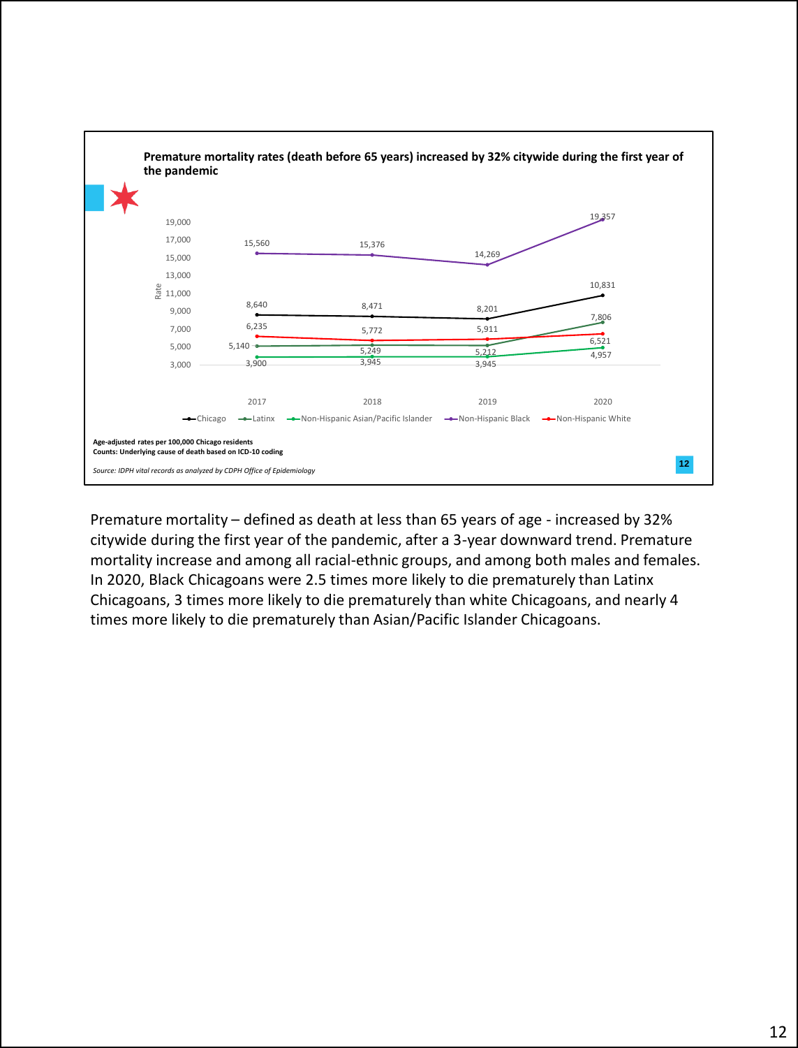**Premature mortality rates (death before 65 years) increased by 32% citywide during the first year of the pandemic**

| | 2017 | 2018 | 2019 | 2020 |
|---|---|---|---|---|
| Chicago | 8,640 | 8,471 | 8,201 | 10,831 |
| Latinx | 5,140 | 5,249 | 5,212 | 7,806 |
| Non-Hispanic Asian/Pacific Islander | 3,900 | 3,945 | 3,945 | 4,957 |
| Non-Hispanic Black | 15,560 | 15,376 | 14,269 | 19,357 |
| Non-Hispanic White | 6,235 | 5,772 | 5,911 | 6,521 |

**Age-adjusted rates per 100,000 Chicago residents**
**Counts: Underlying cause of death based on ICD-10 coding**

*Source: IDPH vital records as analyzed by CDPH Office of Epidemiology*

Premature mortality – defined as death at less than 65 years of age - increased by 32% citywide during the first year of the pandemic, after a 3-year downward trend. Premature mortality increase and among all racial-ethnic groups, and among both males and females. In 2020, Black Chicagoans were 2.5 times more likely to die prematurely than Latinx Chicagoans, 3 times more likely to die prematurely than white Chicagoans, and nearly 4 times more likely to die prematurely than Asian/Pacific Islander Chicagoans.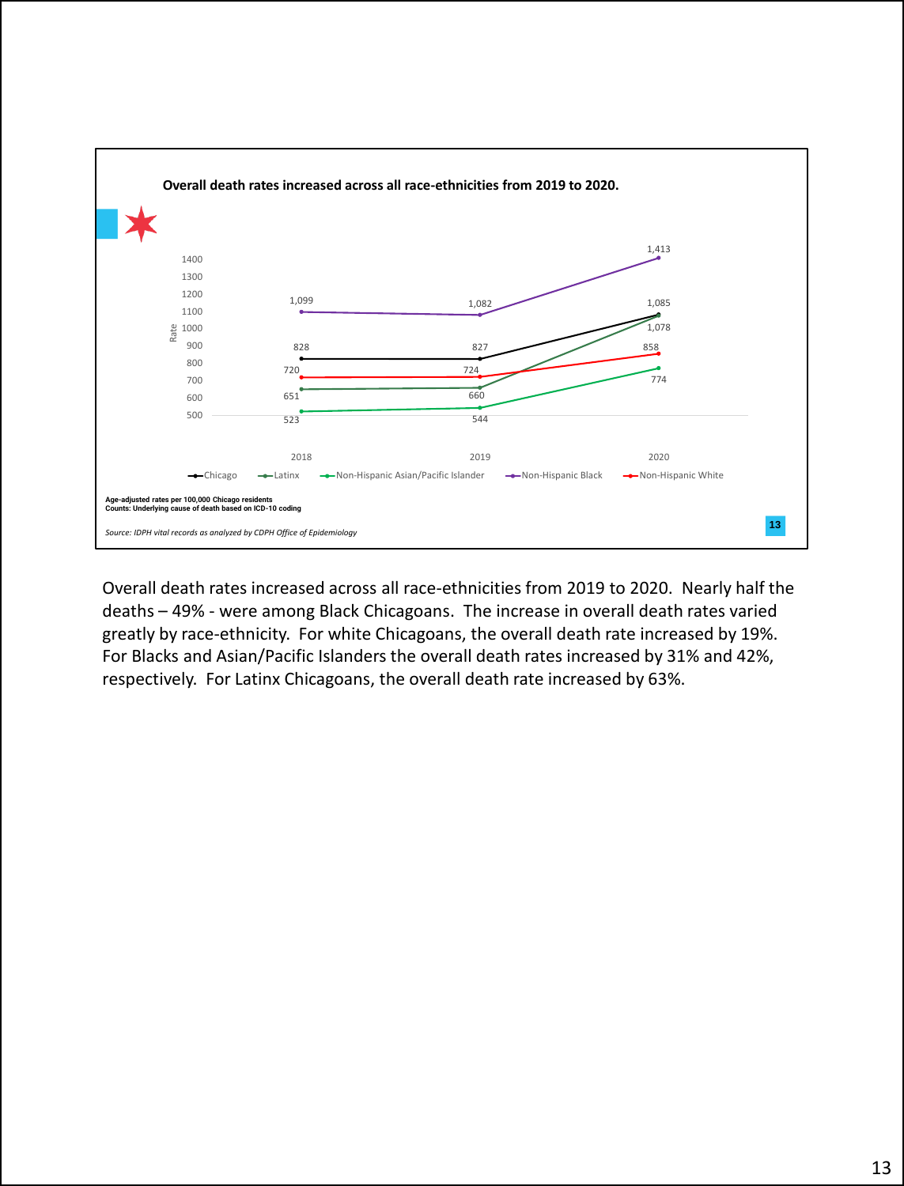**Overall death rates increased across all race-ethnicities from 2019 to 2020.**

| | 2018 | 2019 | 2020 |
|---|---|---|---|
| Chicago | 828 | 827 | 1,085 |
| Latinx | 651 | 660 | 1,078 |
| Non-Hispanic Asian/Pacific Islander | 523 | 544 | 774 |
| Non-Hispanic Black | 1,099 | 1,082 | 1,413 |
| Non-Hispanic White | 720 | 724 | 858 |

**Age-adjusted rates per 100,000 Chicago residents**
**Counts: Underlying cause of death based on ICD-10 coding**

*Source: IDPH vital records as analyzed by CDPH Office of Epidemiology*

Overall death rates increased across all race-ethnicities from 2019 to 2020. Nearly half the deaths – 49% - were among Black Chicagoans. The increase in overall death rates varied greatly by race-ethnicity. For white Chicagoans, the overall death rate increased by 19%. For Blacks and Asian/Pacific Islanders the overall death rates increased by 31% and 42%, respectively. For Latinx Chicagoans, the overall death rate increased by 63%.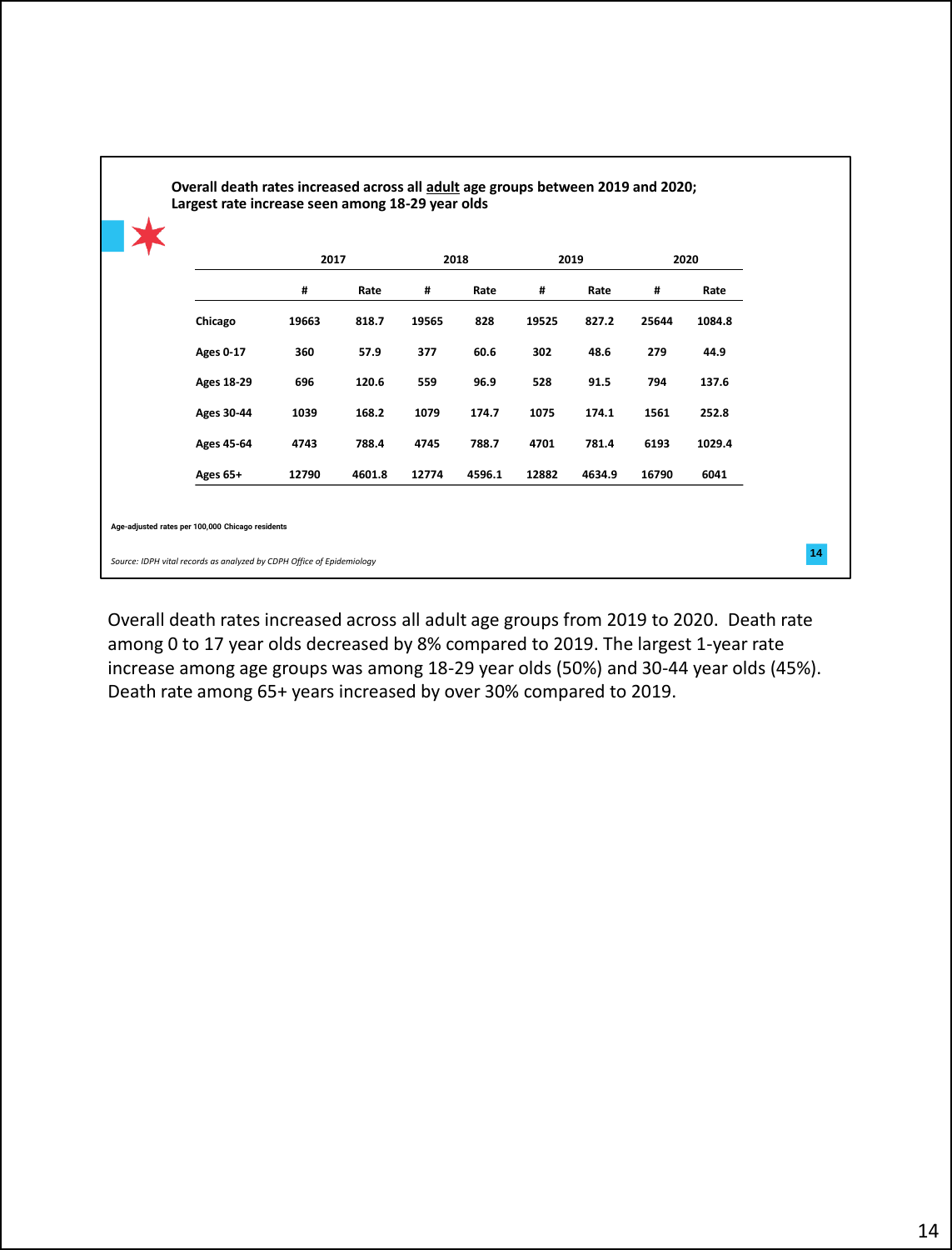**Overall death rates increased across all adult age groups between 2019 and 2020; Largest rate increase seen among 18-29 year olds**

| | 2017 | | 2018 | | 2019 | | 2020 | |
|---|---|---|---|---|---|---|---|---|
| | # | Rate | # | Rate | # | Rate | # | Rate |
| **Chicago** | 19663 | 818.7 | 19565 | 828 | 19525 | 827.2 | 25644 | 1084.8 |
| **Ages 0-17** | 360 | 57.9 | 377 | 60.6 | 302 | 48.6 | 279 | 44.9 |
| **Ages 18-29** | 696 | 120.6 | 559 | 96.9 | 528 | 91.5 | 794 | 137.6 |
| **Ages 30-44** | 1039 | 168.2 | 1079 | 174.7 | 1075 | 174.1 | 1561 | 252.8 |
| **Ages 45-64** | 4743 | 788.4 | 4745 | 788.7 | 4701 | 781.4 | 6193 | 1029.4 |
| **Ages 65+** | 12790 | 4601.8 | 12774 | 4596.1 | 12882 | 4634.9 | 16790 | 6041 |

Age-adjusted rates per 100,000 Chicago residents

*Source: IDPH vital records as analyzed by CDPH Office of Epidemiology*

Overall death rates increased across all adult age groups from 2019 to 2020. Death rate among 0 to 17 year olds decreased by 8% compared to 2019. The largest 1-year rate increase among age groups was among 18-29 year olds (50%) and 30-44 year olds (45%). Death rate among 65+ years increased by over 30% compared to 2019.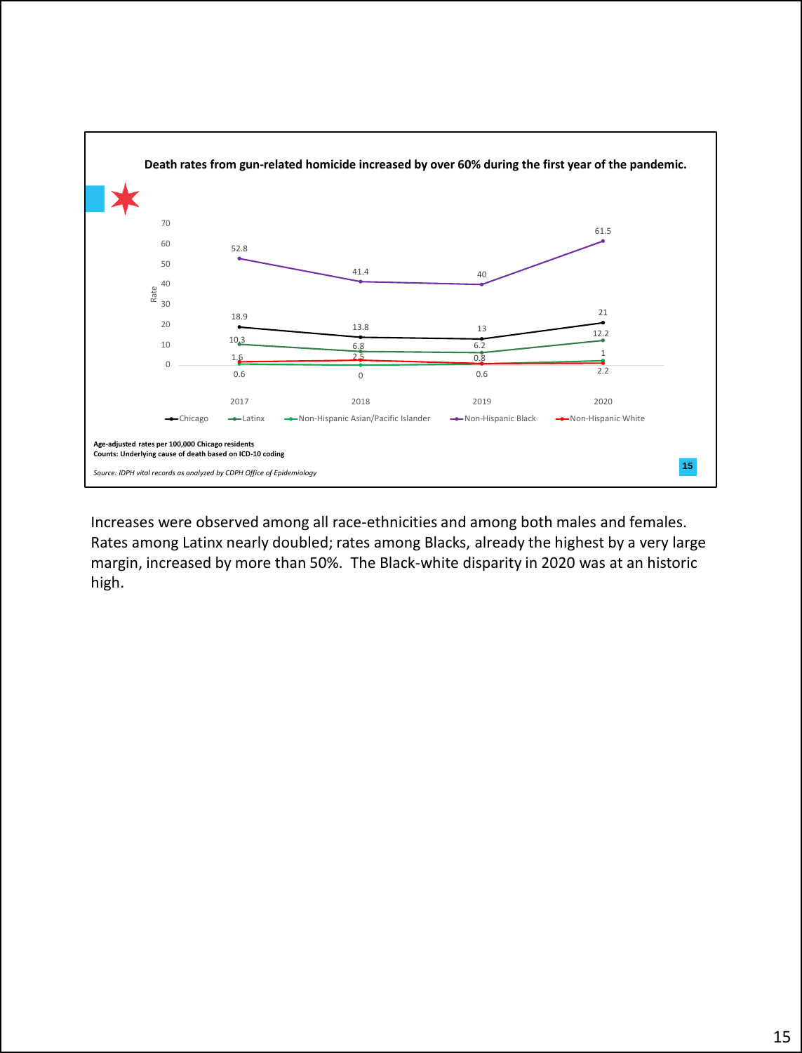**Death rates from gun-related homicide increased by over 60% during the first year of the pandemic.**

| Group | 2017 | 2018 | 2019 | 2020 |
|---|---|---|---|---|
| Chicago | 18.9 | 13.8 | 13 | 21 |
| Latinx | 10.3 | 6.8 | 6.2 | 12.2 |
| Non-Hispanic Asian/Pacific Islander | 0.6 | 0 | 0.6 | 2.2 |
| Non-Hispanic Black | 52.8 | 41.4 | 40 | 61.5 |
| Non-Hispanic White | 1.6 | 2.5 | 0.8 | 1 |

**Age-adjusted rates per 100,000 Chicago residents**
**Counts: Underlying cause of death based on ICD-10 coding**

*Source: IDPH vital records as analyzed by CDPH Office of Epidemiology*

Increases were observed among all race-ethnicities and among both males and females. Rates among Latinx nearly doubled; rates among Blacks, already the highest by a very large margin, increased by more than 50%. The Black-white disparity in 2020 was at an historic high.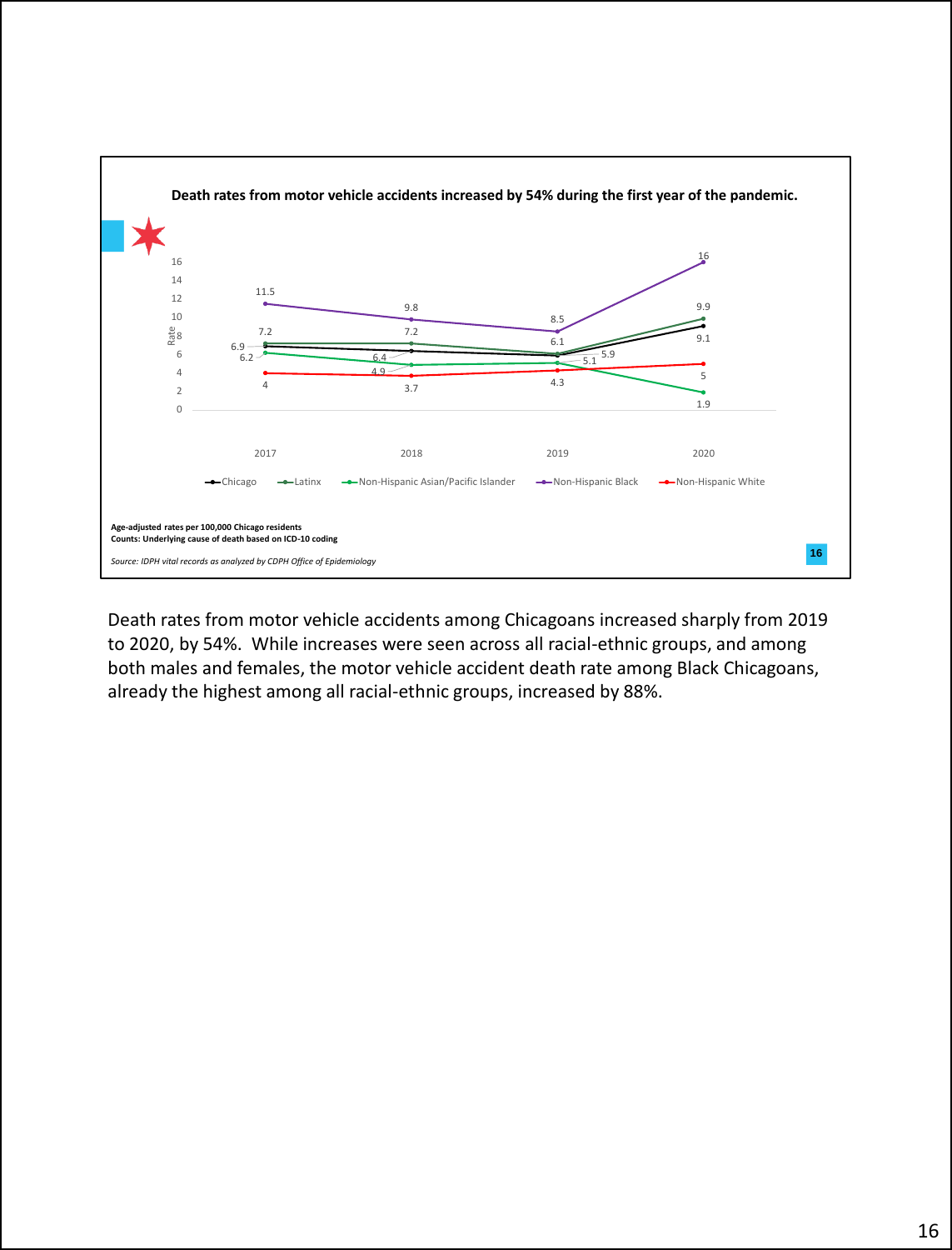**Death rates from motor vehicle accidents increased by 54% during the first year of the pandemic.**

| | 2017 | 2018 | 2019 | 2020 |
|---|---|---|---|---|
| Chicago | 6.9 | 6.4 | 5.9 | 9.1 |
| Latinx | 7.2 | 7.2 | 6.1 | 9.9 |
| Non-Hispanic Asian/Pacific Islander | 6.2 | 4.9 | 5.1 | 1.9 |
| Non-Hispanic Black | 11.5 | 9.8 | 8.5 | 16 |
| Non-Hispanic White | 4 | 3.7 | 4.3 | 5 |

**Age-adjusted rates per 100,000 Chicago residents**
**Counts: Underlying cause of death based on ICD-10 coding**

*Source: IDPH vital records as analyzed by CDPH Office of Epidemiology*

Death rates from motor vehicle accidents among Chicagoans increased sharply from 2019 to 2020, by 54%. While increases were seen across all racial-ethnic groups, and among both males and females, the motor vehicle accident death rate among Black Chicagoans, already the highest among all racial-ethnic groups, increased by 88%.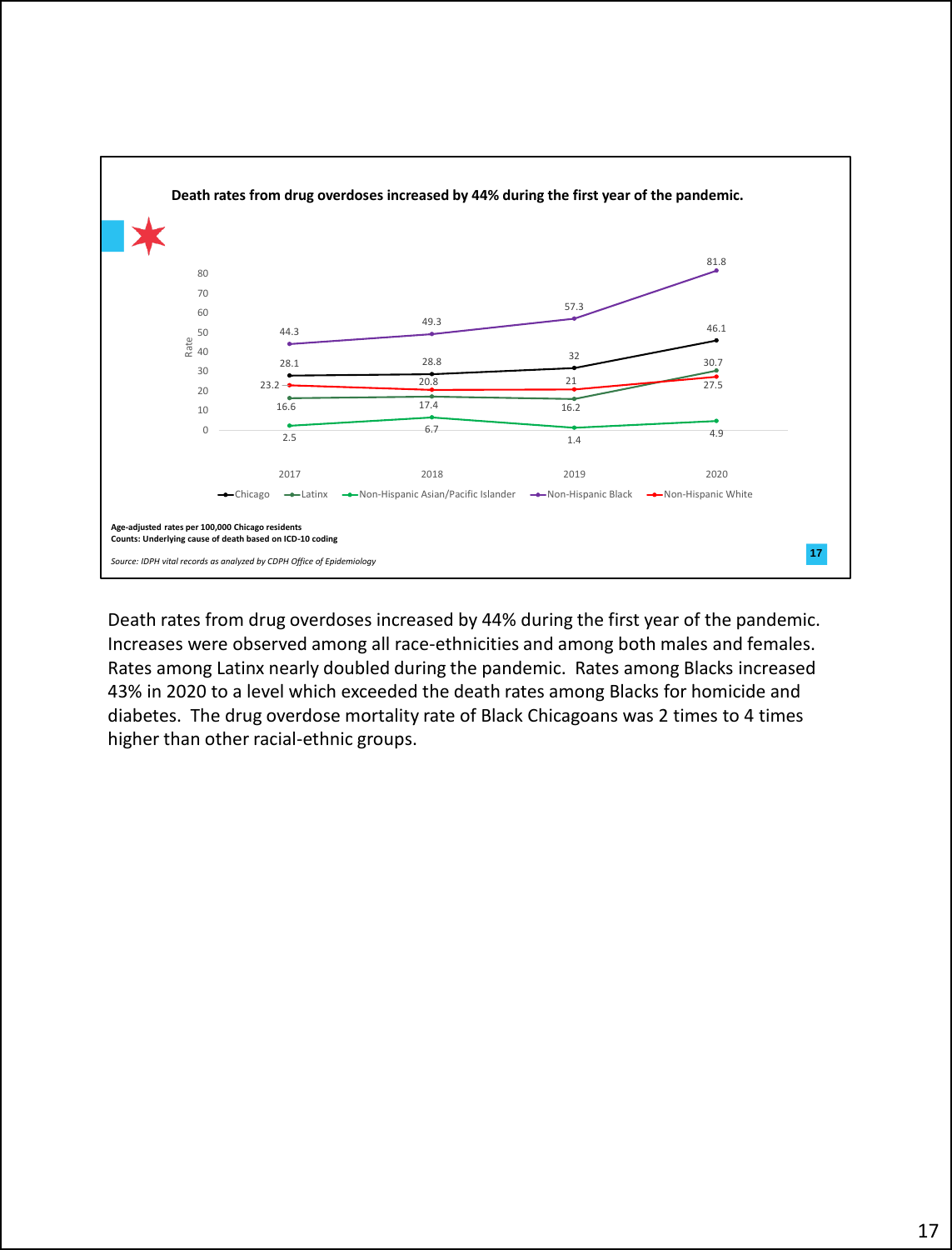**Death rates from drug overdoses increased by 44% during the first year of the pandemic.**

| Year | Chicago | Latinx | Non-Hispanic Asian/Pacific Islander | Non-Hispanic Black | Non-Hispanic White |
|---|---|---|---|---|---|
| 2017 | 28.1 | 16.6 | 2.5 | 44.3 | 23.2 |
| 2018 | 28.8 | 17.4 | 6.7 | 49.3 | 20.8 |
| 2019 | 32 | 16.2 | 1.4 | 57.3 | 21 |
| 2020 | 46.1 | 30.7 | 4.9 | 81.8 | 27.5 |

**Age-adjusted rates per 100,000 Chicago residents**
**Counts: Underlying cause of death based on ICD-10 coding**

*Source: IDPH vital records as analyzed by CDPH Office of Epidemiology*

Death rates from drug overdoses increased by 44% during the first year of the pandemic. Increases were observed among all race-ethnicities and among both males and females. Rates among Latinx nearly doubled during the pandemic. Rates among Blacks increased 43% in 2020 to a level which exceeded the death rates among Blacks for homicide and diabetes. The drug overdose mortality rate of Black Chicagoans was 2 times to 4 times higher than other racial-ethnic groups.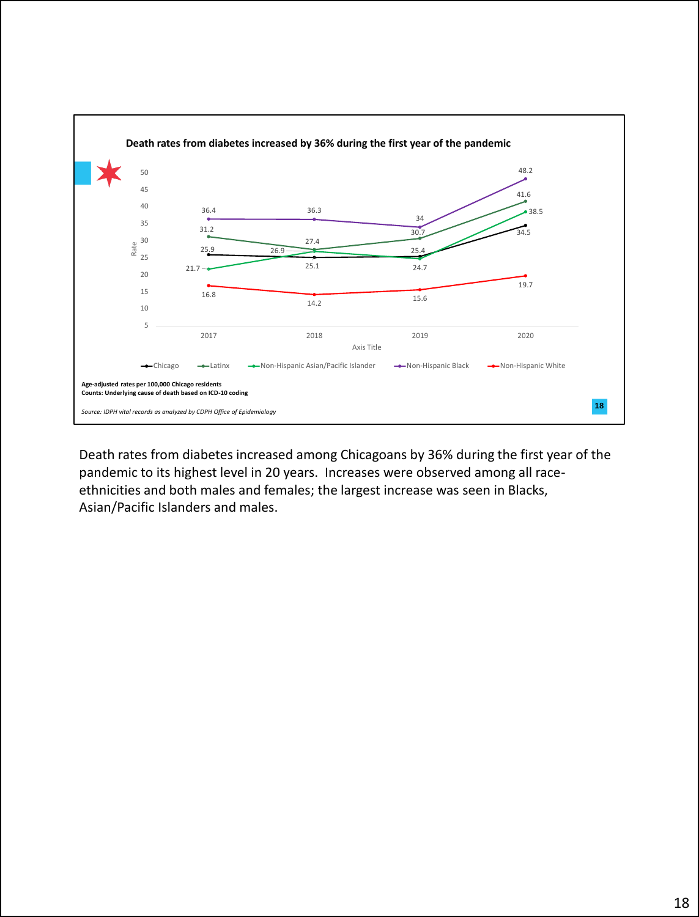## Death rates from diabetes increased by 36% during the first year of the pandemic

| Year | Chicago | Latinx | Non-Hispanic Asian/Pacific Islander | Non-Hispanic Black | Non-Hispanic White |
|---|---|---|---|---|---|
| 2017 | 25.9 | 31.2 | 21.7 | 36.4 | 16.8 |
| 2018 | 25.1 | 27.4 | 26.9 | 36.3 | 14.2 |
| 2019 | 25.4 | 30.7 | 24.7 | 34 | 15.6 |
| 2020 | 34.5 | 41.6 | 38.5 | 48.2 | 19.7 |

**Age-adjusted rates per 100,000 Chicago residents**
**Counts: Underlying cause of death based on ICD-10 coding**

*Source: IDPH vital records as analyzed by CDPH Office of Epidemiology*

Death rates from diabetes increased among Chicagoans by 36% during the first year of the pandemic to its highest level in 20 years. Increases were observed among all race-ethnicities and both males and females; the largest increase was seen in Blacks, Asian/Pacific Islanders and males.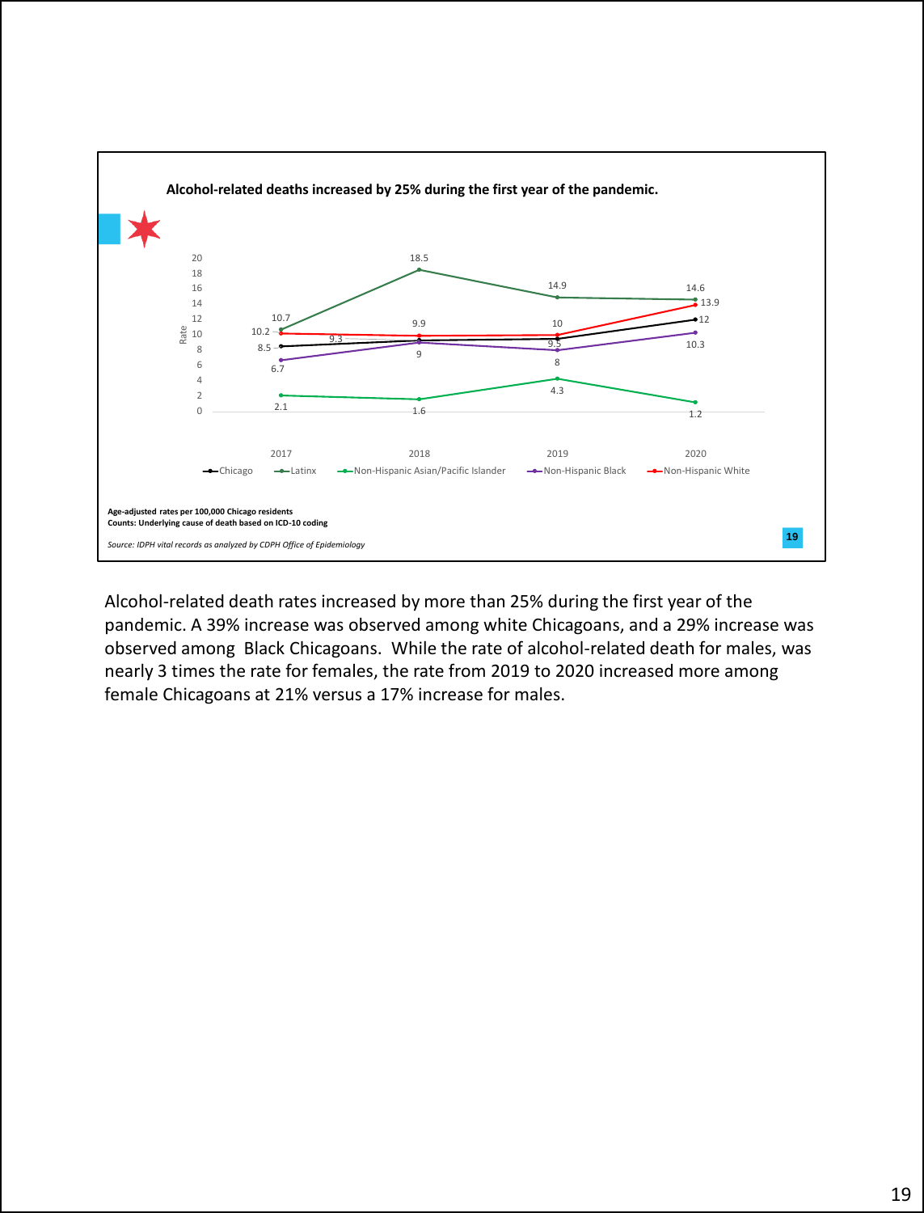**Alcohol-related deaths increased by 25% during the first year of the pandemic.**

| Group | 2017 | 2018 | 2019 | 2020 |
|---|---|---|---|---|
| Chicago | 8.5 | 9.3 | 9.5 | 12 |
| Latinx | 10.7 | 18.5 | 14.9 | 14.6 |
| Non-Hispanic Asian/Pacific Islander | 2.1 | 1.6 | 4.3 | 1.2 |
| Non-Hispanic Black | 6.7 | 9 | 8 | 10.3 |
| Non-Hispanic White | 10.2 | 9.9 | 10 | 13.9 |

**Age-adjusted rates per 100,000 Chicago residents**
**Counts: Underlying cause of death based on ICD-10 coding**

*Source: IDPH vital records as analyzed by CDPH Office of Epidemiology*

Alcohol-related death rates increased by more than 25% during the first year of the pandemic. A 39% increase was observed among white Chicagoans, and a 29% increase was observed among Black Chicagoans. While the rate of alcohol-related death for males, was nearly 3 times the rate for females, the rate from 2019 to 2020 increased more among female Chicagoans at 21% versus a 17% increase for males.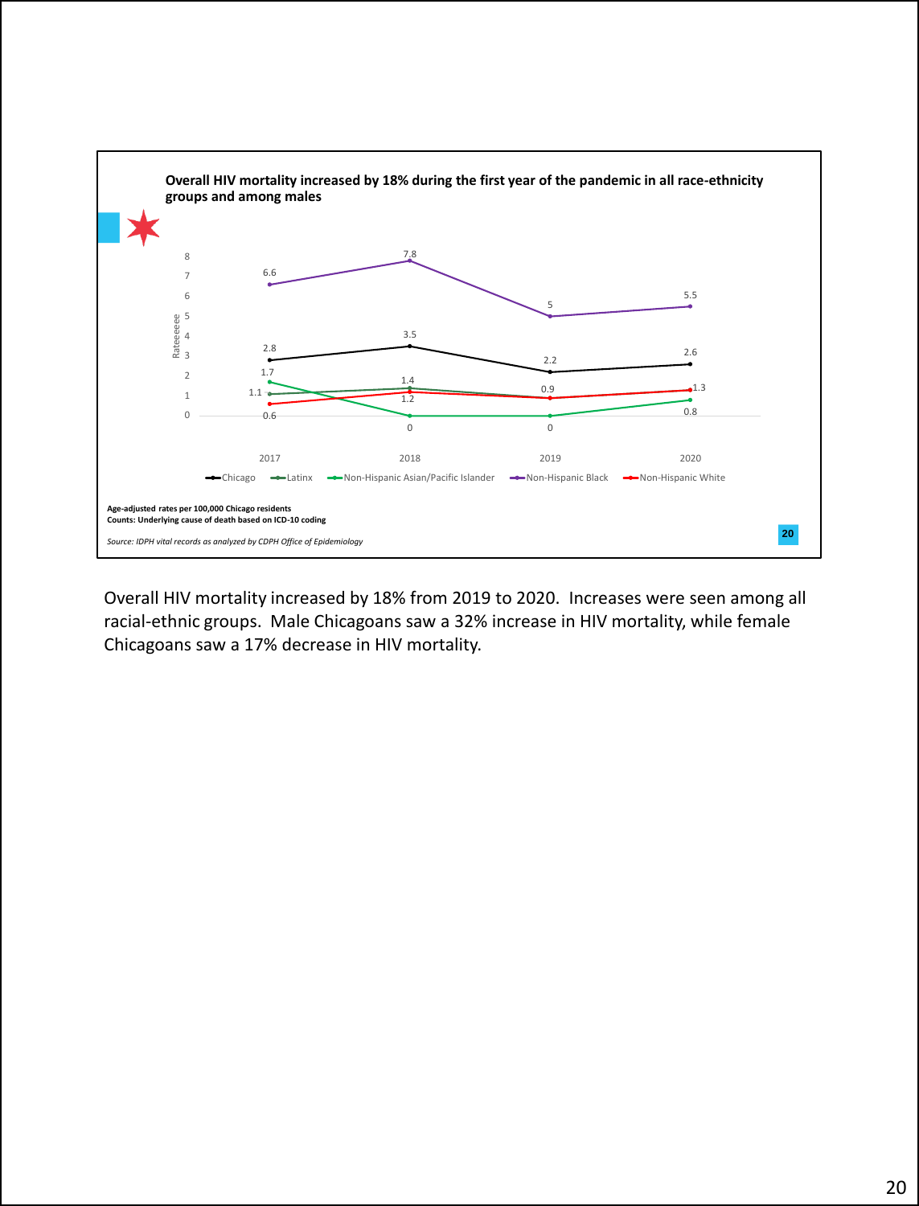**Overall HIV mortality increased by 18% during the first year of the pandemic in all race-ethnicity groups and among males**

| | 2017 | 2018 | 2019 | 2020 |
|---|---|---|---|---|
| Chicago | 2.8 | 3.5 | 2.2 | 2.6 |
| Latinx | 1.1 | 1.4 | 0.9 | 1.3 |
| Non-Hispanic Asian/Pacific Islander | 1.7 | 0 | 0 | 0.8 |
| Non-Hispanic Black | 6.6 | 7.8 | 5 | 5.5 |
| Non-Hispanic White | 0.6 | 1.2 | 0.9 | 1.3 |

**Age-adjusted rates per 100,000 Chicago residents**
**Counts: Underlying cause of death based on ICD-10 coding**

*Source: IDPH vital records as analyzed by CDPH Office of Epidemiology*

Overall HIV mortality increased by 18% from 2019 to 2020. Increases were seen among all racial-ethnic groups. Male Chicagoans saw a 32% increase in HIV mortality, while female Chicagoans saw a 17% decrease in HIV mortality.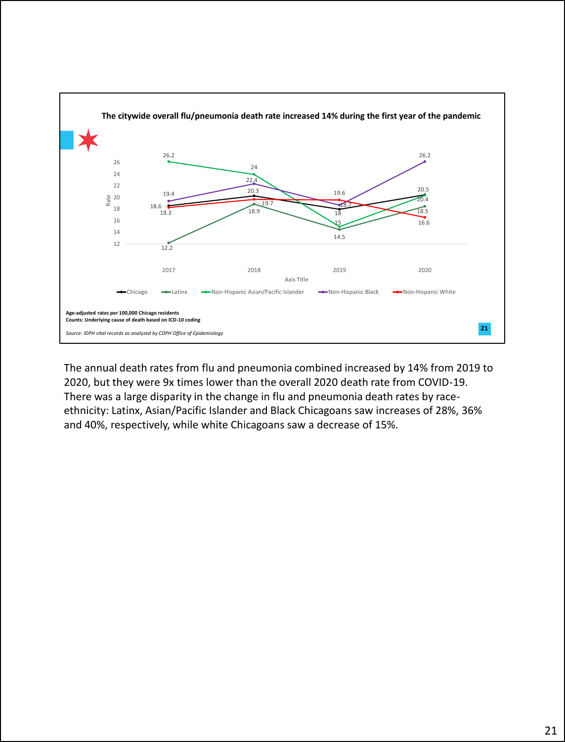## The citywide overall flu/pneumonia death rate increased 14% during the first year of the pandemic

| | 2017 | 2018 | 2019 | 2020 |
|---|---|---|---|---|
| Chicago | 18.6 | 20.3 | 18 | 20.5 |
| Latinx | 12.2 | 18.9 | 14.5 | 18.5 |
| Non-Hispanic Asian/Pacific Islander | 26.2 | 24 | 15 | 20.4 |
| Non-Hispanic Black | 19.4 | 22.4 | 18.7 | 26.2 |
| Non-Hispanic White | 18.3 | 19.7 | 19.6 | 16.6 |

**Age-adjusted rates per 100,000 Chicago residents**
**Counts: Underlying cause of death based on ICD-10 coding**

*Source: IDPH vital records as analyzed by CDPH Office of Epidemiology*

The annual death rates from flu and pneumonia combined increased by 14% from 2019 to 2020, but they were 9x times lower than the overall 2020 death rate from COVID-19. There was a large disparity in the change in flu and pneumonia death rates by race-ethnicity: Latinx, Asian/Pacific Islander and Black Chicagoans saw increases of 28%, 36% and 40%, respectively, while white Chicagoans saw a decrease of 15%.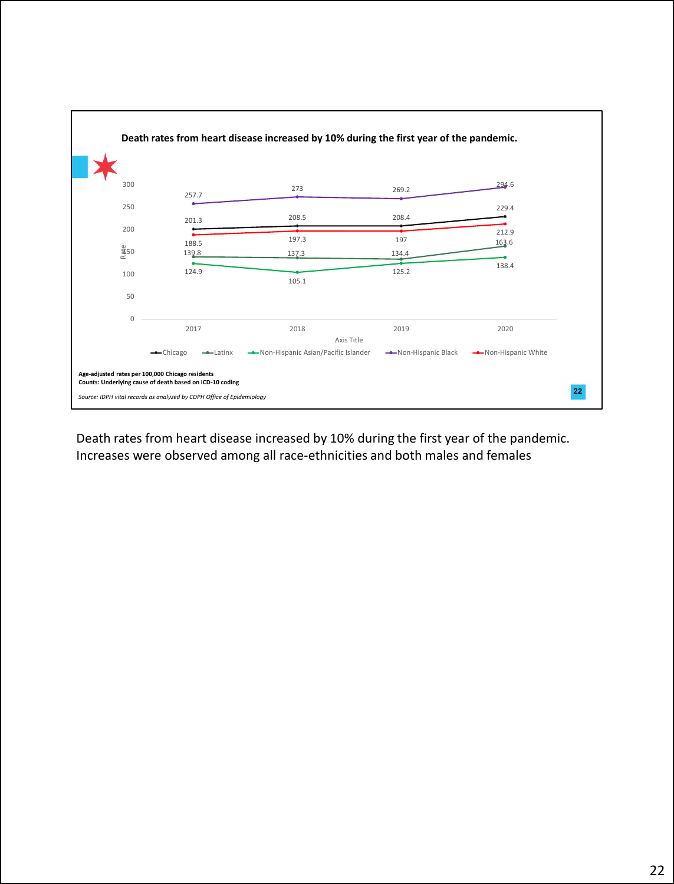**Death rates from heart disease increased by 10% during the first year of the pandemic.**

| Year | Chicago | Latinx | Non-Hispanic Asian/Pacific Islander | Non-Hispanic Black | Non-Hispanic White |
|---|---|---|---|---|---|
| 2017 | 201.3 | 139.8 | 124.9 | 257.7 | 188.5 |
| 2018 | 208.5 | 137.3 | 105.1 | 273 | 197.3 |
| 2019 | 208.4 | 134.4 | 125.2 | 269.2 | 197 |
| 2020 | 229.4 | 163.6 | 138.4 | 294.6 | 212.9 |

**Age-adjusted rates per 100,000 Chicago residents**
**Counts: Underlying cause of death based on ICD-10 coding**

*Source: IDPH vital records as analyzed by CDPH Office of Epidemiology*

Death rates from heart disease increased by 10% during the first year of the pandemic. Increases were observed among all race-ethnicities and both males and females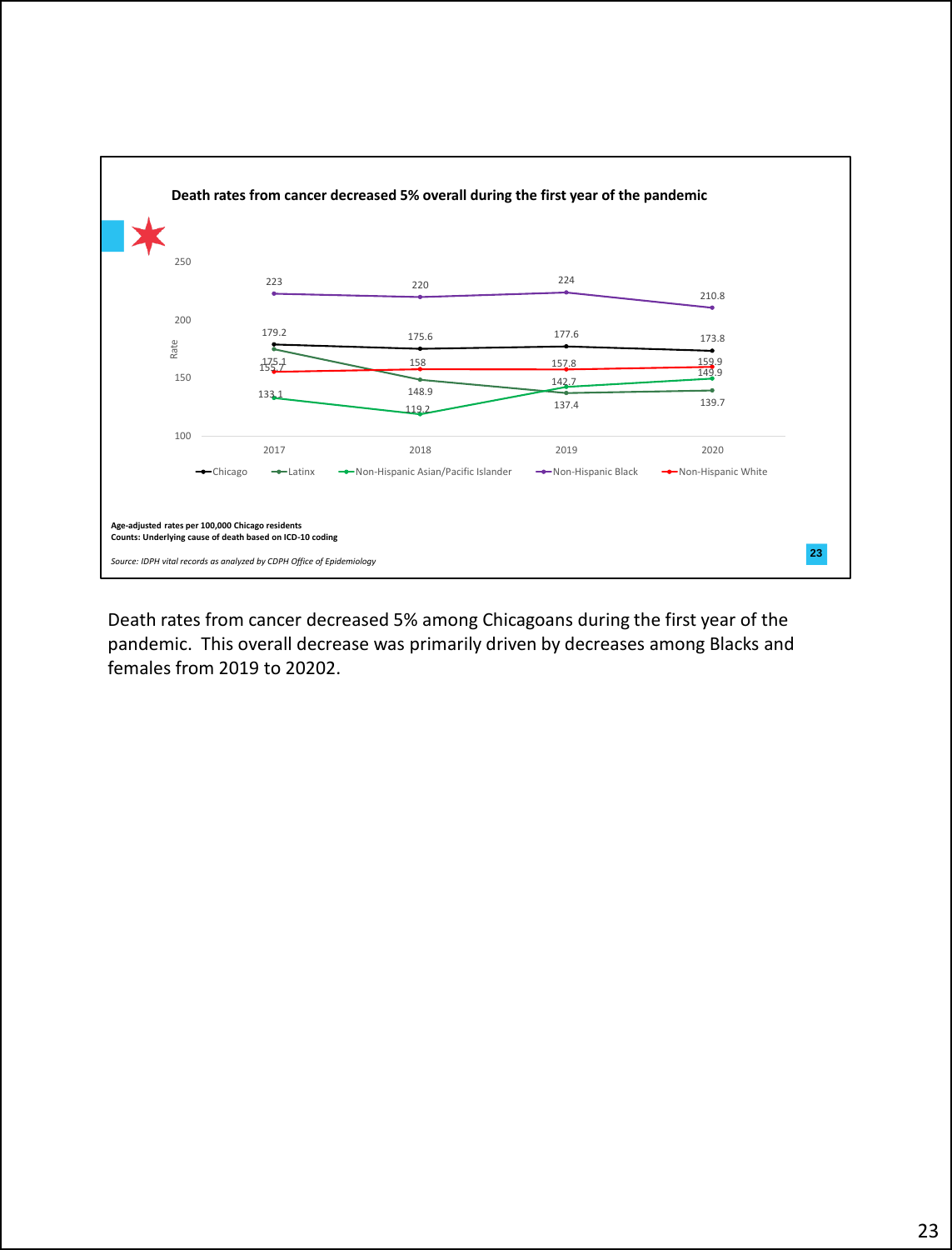**Death rates from cancer decreased 5% overall during the first year of the pandemic**

| | 2017 | 2018 | 2019 | 2020 |
|---|---|---|---|---|
| Chicago | 179.2 | 175.6 | 177.6 | 173.8 |
| Latinx | 175.1 | 148.9 | 137.4 | 139.7 |
| Non-Hispanic Asian/Pacific Islander | 133.1 | 119.2 | 142.7 | 149.9 |
| Non-Hispanic Black | 223 | 220 | 224 | 210.8 |
| Non-Hispanic White | 155.7 | 158 | 157.8 | 159.9 |

**Age-adjusted rates per 100,000 Chicago residents**
**Counts: Underlying cause of death based on ICD-10 coding**

*Source: IDPH vital records as analyzed by CDPH Office of Epidemiology*

Death rates from cancer decreased 5% among Chicagoans during the first year of the pandemic. This overall decrease was primarily driven by decreases among Blacks and females from 2019 to 20202.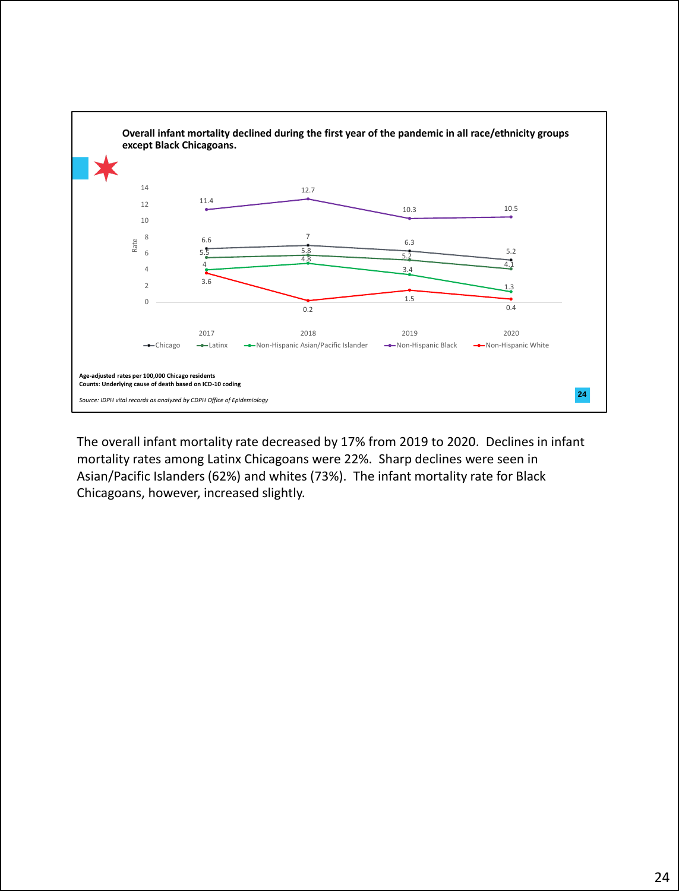**Overall infant mortality declined during the first year of the pandemic in all race/ethnicity groups except Black Chicagoans.**

| | 2017 | 2018 | 2019 | 2020 |
|---|---|---|---|---|
| Chicago | 6.6 | 7 | 6.3 | 5.2 |
| Latinx | 5.5 | 5.8 | 5.2 | 4.1 |
| Non-Hispanic Asian/Pacific Islander | 4 | 4.8 | 3.4 | 1.3 |
| Non-Hispanic Black | 11.4 | 12.7 | 10.3 | 10.5 |
| Non-Hispanic White | 3.6 | 0.2 | 1.5 | 0.4 |

**Age-adjusted rates per 100,000 Chicago residents**
**Counts: Underlying cause of death based on ICD-10 coding**

*Source: IDPH vital records as analyzed by CDPH Office of Epidemiology*

The overall infant mortality rate decreased by 17% from 2019 to 2020. Declines in infant mortality rates among Latinx Chicagoans were 22%. Sharp declines were seen in Asian/Pacific Islanders (62%) and whites (73%). The infant mortality rate for Black Chicagoans, however, increased slightly.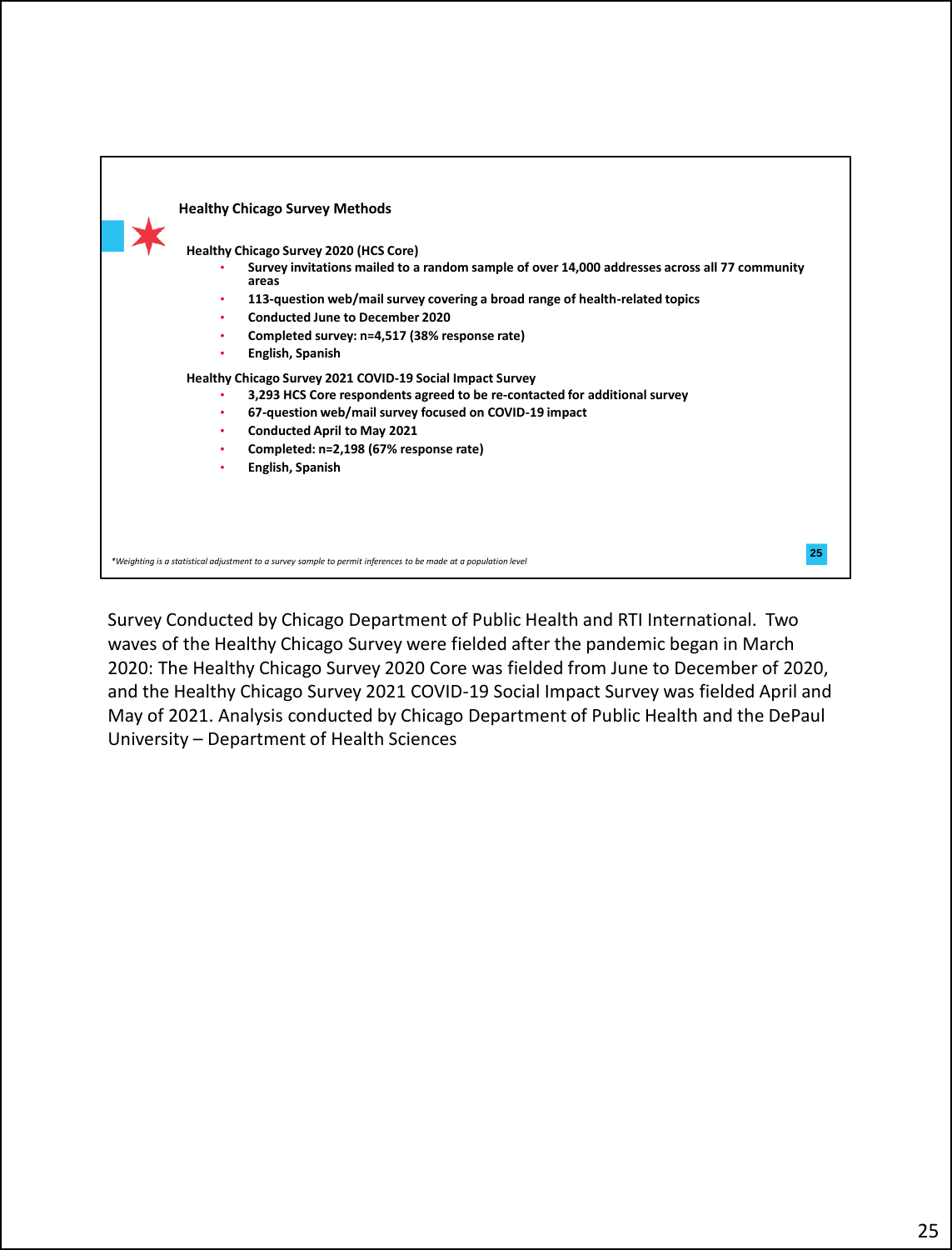## Healthy Chicago Survey Methods

**Healthy Chicago Survey 2020 (HCS Core)**

- **Survey invitations mailed to a random sample of over 14,000 addresses across all 77 community areas**
- **113-question web/mail survey covering a broad range of health-related topics**
- **Conducted June to December 2020**
- **Completed survey: n=4,517 (38% response rate)**
- **English, Spanish**

**Healthy Chicago Survey 2021 COVID-19 Social Impact Survey**

- **3,293 HCS Core respondents agreed to be re-contacted for additional survey**
- **67-question web/mail survey focused on COVID-19 impact**
- **Conducted April to May 2021**
- **Completed: n=2,198 (67% response rate)**
- **English, Spanish**

*\*Weighting is a statistical adjustment to a survey sample to permit inferences to be made at a population level*

Survey Conducted by Chicago Department of Public Health and RTI International. Two waves of the Healthy Chicago Survey were fielded after the pandemic began in March 2020: The Healthy Chicago Survey 2020 Core was fielded from June to December of 2020, and the Healthy Chicago Survey 2021 COVID-19 Social Impact Survey was fielded April and May of 2021. Analysis conducted by Chicago Department of Public Health and the DePaul University – Department of Health Sciences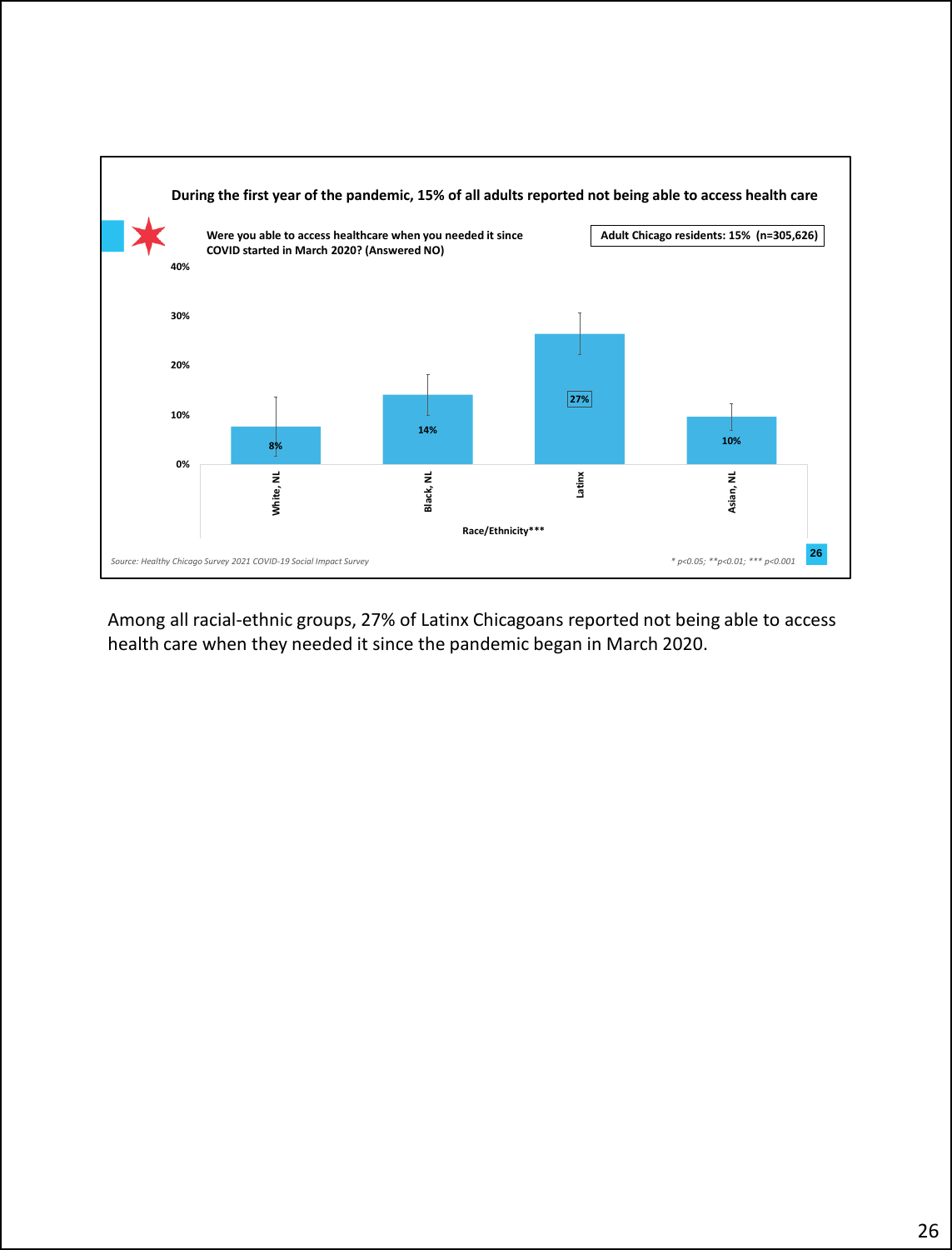**During the first year of the pandemic, 15% of all adults reported not being able to access health care**

**Were you able to access healthcare when you needed it since COVID started in March 2020? (Answered NO)**

**Adult Chicago residents: 15% (n=305,626)**

| Race/Ethnicity*** | Percent |
|---|---|
| White, NL | 8% |
| Black, NL | 14% |
| Latinx | 27% |
| Asian, NL | 10% |

*Source: Healthy Chicago Survey 2021 COVID-19 Social Impact Survey*

*\* p<0.05; \*\*p<0.01; \*\*\* p<0.001*

Among all racial-ethnic groups, 27% of Latinx Chicagoans reported not being able to access health care when they needed it since the pandemic began in March 2020.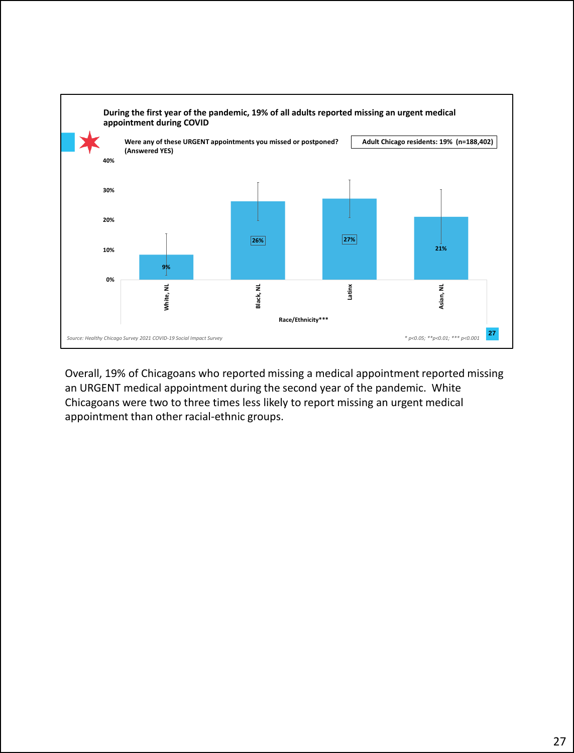**During the first year of the pandemic, 19% of all adults reported missing an urgent medical appointment during COVID**

**Were any of these URGENT appointments you missed or postponed? (Answered YES)**

**Adult Chicago residents: 19% (n=188,402)**

| Race/Ethnicity*** | Percent |
|---|---|
| White, NL | 9% |
| Black, NL | 26% |
| Latinx | 27% |
| Asian, NL | 21% |

*Source: Healthy Chicago Survey 2021 COVID-19 Social Impact Survey*

*\* p<0.05; \*\*p<0.01; \*\*\* p<0.001*

Overall, 19% of Chicagoans who reported missing a medical appointment reported missing an URGENT medical appointment during the second year of the pandemic. White Chicagoans were two to three times less likely to report missing an urgent medical appointment than other racial-ethnic groups.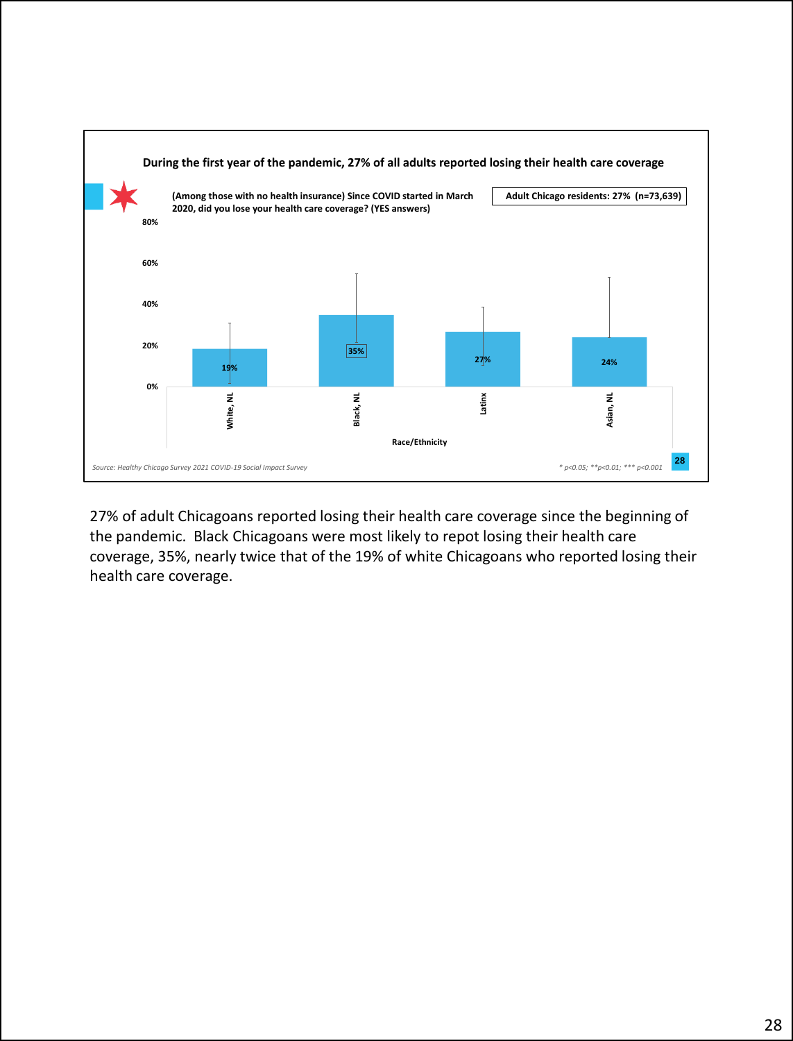**During the first year of the pandemic, 27% of all adults reported losing their health care coverage**

**(Among those with no health insurance) Since COVID started in March 2020, did you lose your health care coverage? (YES answers)**

**Adult Chicago residents: 27% (n=73,639)**

| Race/Ethnicity | % |
|---|---|
| White, NL | 19% |
| Black, NL | 35% |
| Latinx | 27% |
| Asian, NL | 24% |

*Source: Healthy Chicago Survey 2021 COVID-19 Social Impact Survey*

*\* p<0.05; \*\*p<0.01; \*\*\* p<0.001*

27% of adult Chicagoans reported losing their health care coverage since the beginning of the pandemic. Black Chicagoans were most likely to repot losing their health care coverage, 35%, nearly twice that of the 19% of white Chicagoans who reported losing their health care coverage.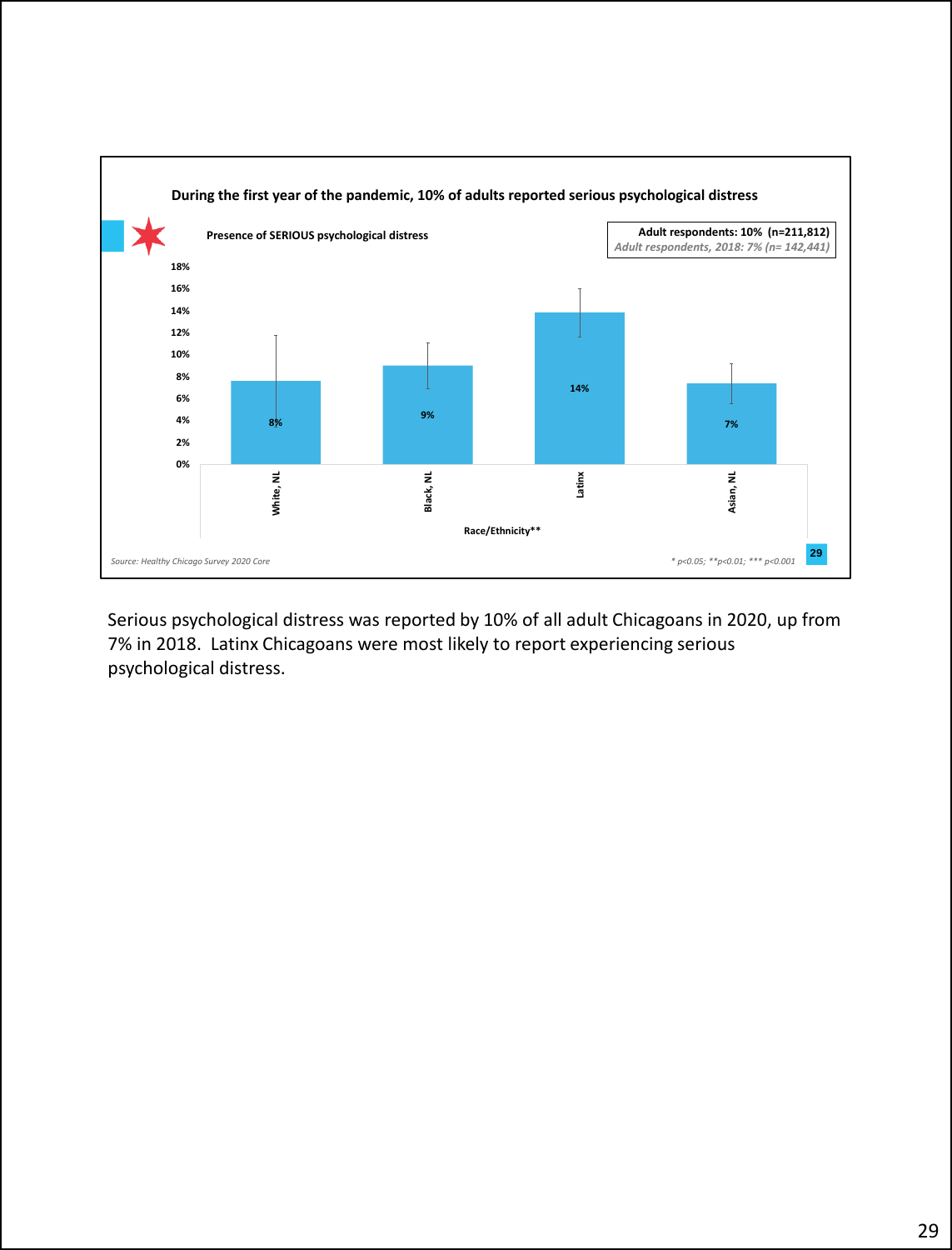**During the first year of the pandemic, 10% of adults reported serious psychological distress**

**Presence of SERIOUS psychological distress**

**Adult respondents: 10% (n=211,812)**
*Adult respondents, 2018: 7% (n= 142,441)*

| Race/Ethnicity** | Presence of SERIOUS psychological distress |
|---|---|
| White, NL | 8% |
| Black, NL | 9% |
| Latinx | 14% |
| Asian, NL | 7% |

*Source: Healthy Chicago Survey 2020 Core*

\* p<0.05; **p<0.01; *** p<0.001

Serious psychological distress was reported by 10% of all adult Chicagoans in 2020, up from 7% in 2018. Latinx Chicagoans were most likely to report experiencing serious psychological distress.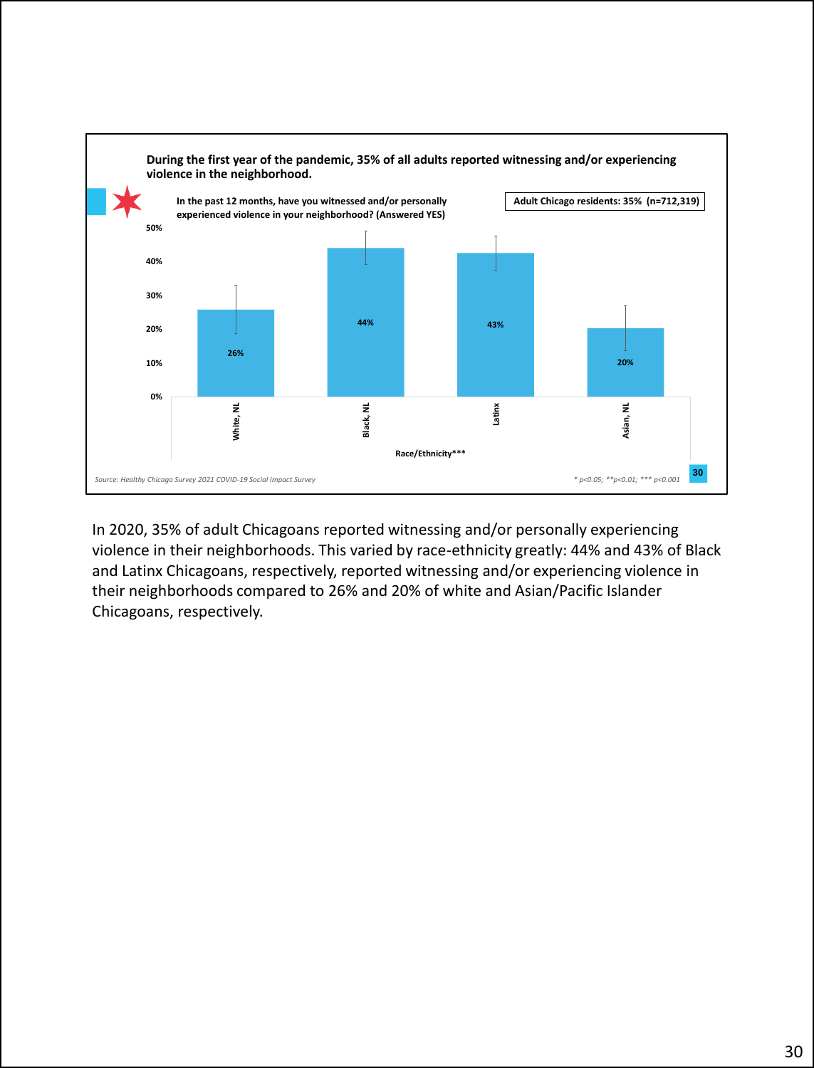**During the first year of the pandemic, 35% of all adults reported witnessing and/or experiencing violence in the neighborhood.**

**In the past 12 months, have you witnessed and/or personally experienced violence in your neighborhood? (Answered YES)**

**Adult Chicago residents: 35% (n=712,319)**

| Race/Ethnicity*** | Percent |
|---|---|
| White, NL | 26% |
| Black, NL | 44% |
| Latinx | 43% |
| Asian, NL | 20% |

*Source: Healthy Chicago Survey 2021 COVID-19 Social Impact Survey*

* $p<0.05$; ** $p<0.01$; *** $p<0.001$

In 2020, 35% of adult Chicagoans reported witnessing and/or personally experiencing violence in their neighborhoods. This varied by race-ethnicity greatly: 44% and 43% of Black and Latinx Chicagoans, respectively, reported witnessing and/or experiencing violence in their neighborhoods compared to 26% and 20% of white and Asian/Pacific Islander Chicagoans, respectively.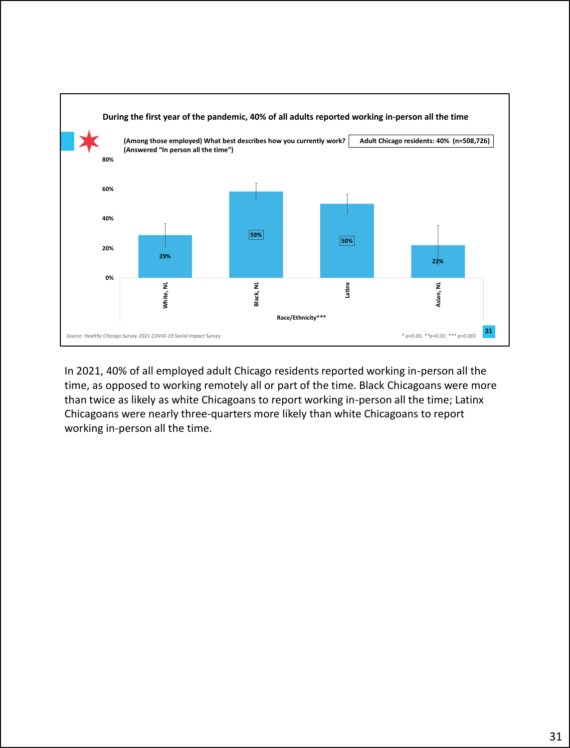**During the first year of the pandemic, 40% of all adults reported working in-person all the time**

**(Among those employed) What best describes how you currently work? (Answered "In person all the time")**

**Adult Chicago residents: 40% (n=508,726)**

| Race/Ethnicity*** | In person all the time |
| --- | --- |
| White, NL | 29% |
| Black, NL | 59% |
| Latinx | 50% |
| Asian, NL | 22% |

*Source: Healthy Chicago Survey 2021 COVID-19 Social Impact Survey*

*\* p<0.05; \*\*p<0.01; \*\*\* p<0.001*

In 2021, 40% of all employed adult Chicago residents reported working in-person all the time, as opposed to working remotely all or part of the time. Black Chicagoans were more than twice as likely as white Chicagoans to report working in-person all the time; Latinx Chicagoans were nearly three-quarters more likely than white Chicagoans to report working in-person all the time.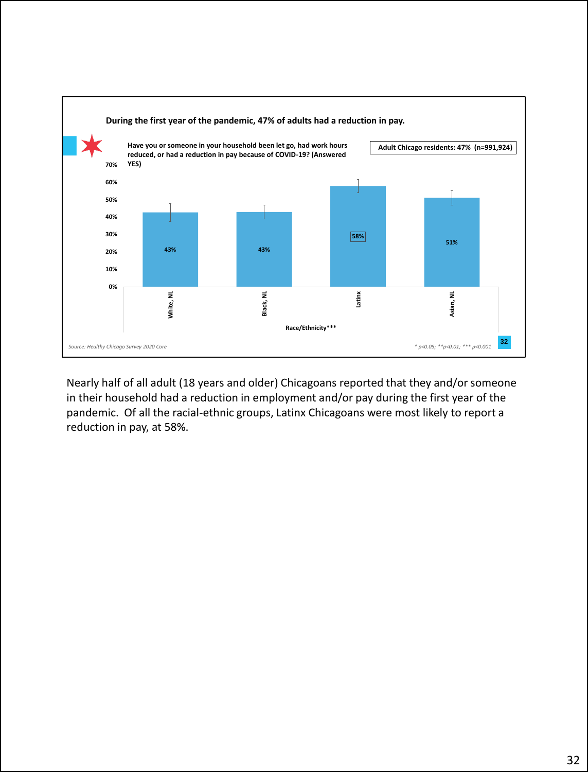**During the first year of the pandemic, 47% of adults had a reduction in pay.**

**Have you or someone in your household been let go, had work hours reduced, or had a reduction in pay because of COVID-19? (Answered YES)**

**Adult Chicago residents: 47% (n=991,924)**

| Race/Ethnicity*** | Percent |
| --- | --- |
| White, NL | 43% |
| Black, NL | 43% |
| Latinx | 58% |
| Asian, NL | 51% |

*Source: Healthy Chicago Survey 2020 Core*

*$* p<0.05$; $** p<0.01$; $*** p<0.001$*

Nearly half of all adult (18 years and older) Chicagoans reported that they and/or someone in their household had a reduction in employment and/or pay during the first year of the pandemic. Of all the racial-ethnic groups, Latinx Chicagoans were most likely to report a reduction in pay, at 58%.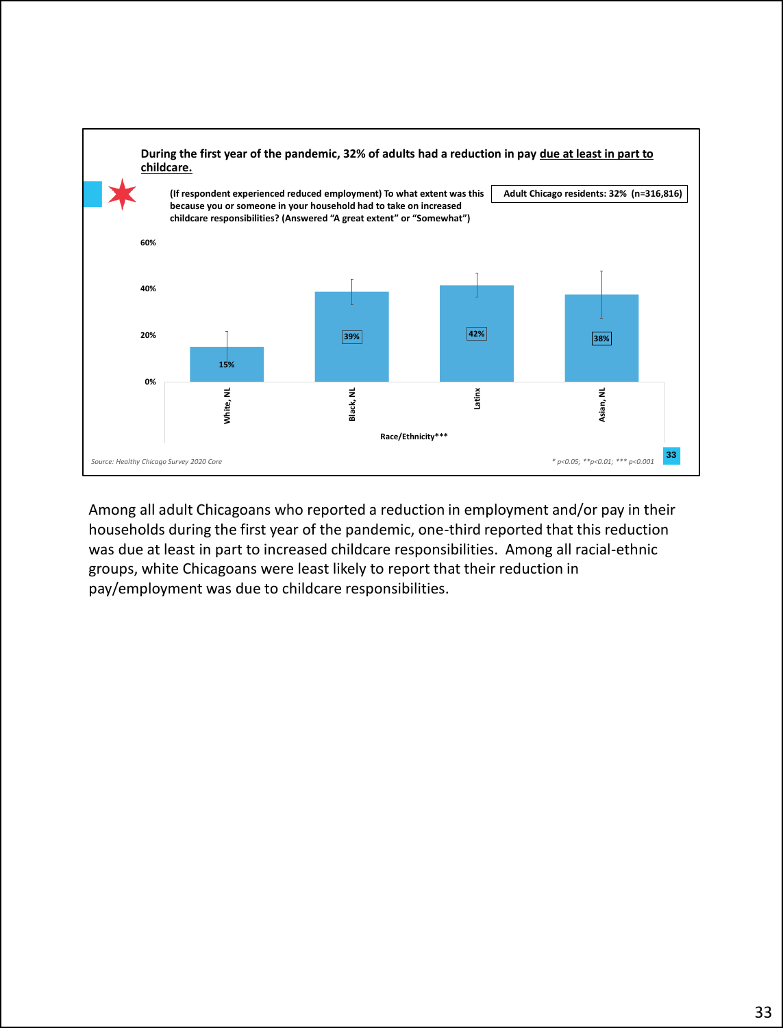**During the first year of the pandemic, 32% of adults had a reduction in pay due at least in part to childcare.**

**(If respondent experienced reduced employment) To what extent was this because you or someone in your household had to take on increased childcare responsibilities? (Answered "A great extent" or "Somewhat")**

**Adult Chicago residents: 32% (n=316,816)**

| Race/Ethnicity*** | % |
| --- | --- |
| White, NL | 15% |
| Black, NL | 39% |
| Latinx | 42% |
| Asian, NL | 38% |

*Source: Healthy Chicago Survey 2020 Core*

*\* p<0.05; \*\*p<0.01; \*\*\* p<0.001*

Among all adult Chicagoans who reported a reduction in employment and/or pay in their households during the first year of the pandemic, one-third reported that this reduction was due at least in part to increased childcare responsibilities. Among all racial-ethnic groups, white Chicagoans were least likely to report that their reduction in pay/employment was due to childcare responsibilities.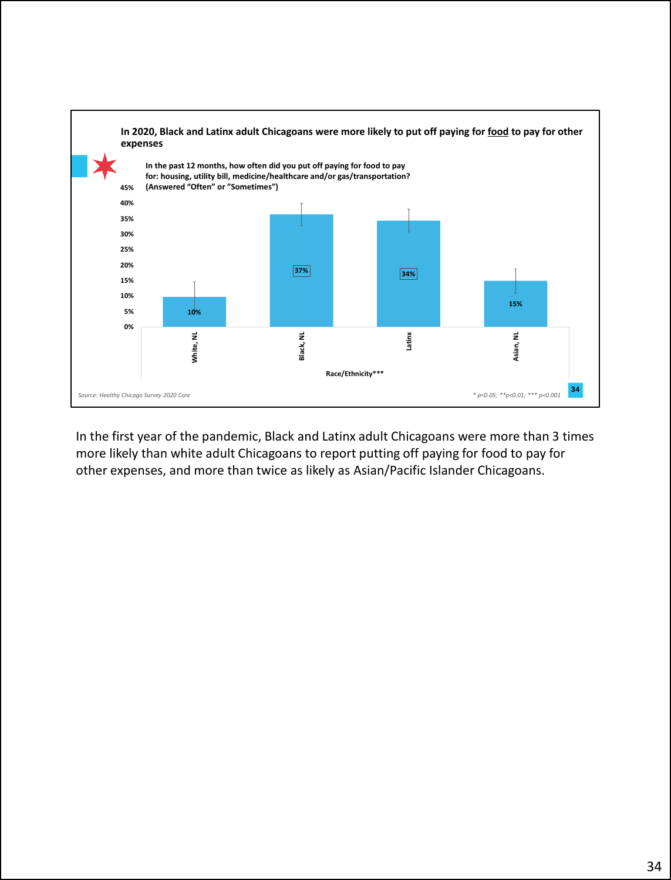**In 2020, Black and Latinx adult Chicagoans were more likely to put off paying for food to pay for other expenses**

**In the past 12 months, how often did you put off paying for food to pay for: housing, utility bill, medicine/healthcare and/or gas/transportation? (Answered "Often" or "Sometimes")**

| Race/Ethnicity*** | Percent |
|---|---|
| White, NL | 10% |
| Black, NL | 37% |
| Latinx | 34% |
| Asian, NL | 15% |

*Source: Healthy Chicago Survey 2020 Core*

*$* p<0.05$; $** p<0.01$; $*** p<0.001$*

In the first year of the pandemic, Black and Latinx adult Chicagoans were more than 3 times more likely than white adult Chicagoans to report putting off paying for food to pay for other expenses, and more than twice as likely as Asian/Pacific Islander Chicagoans.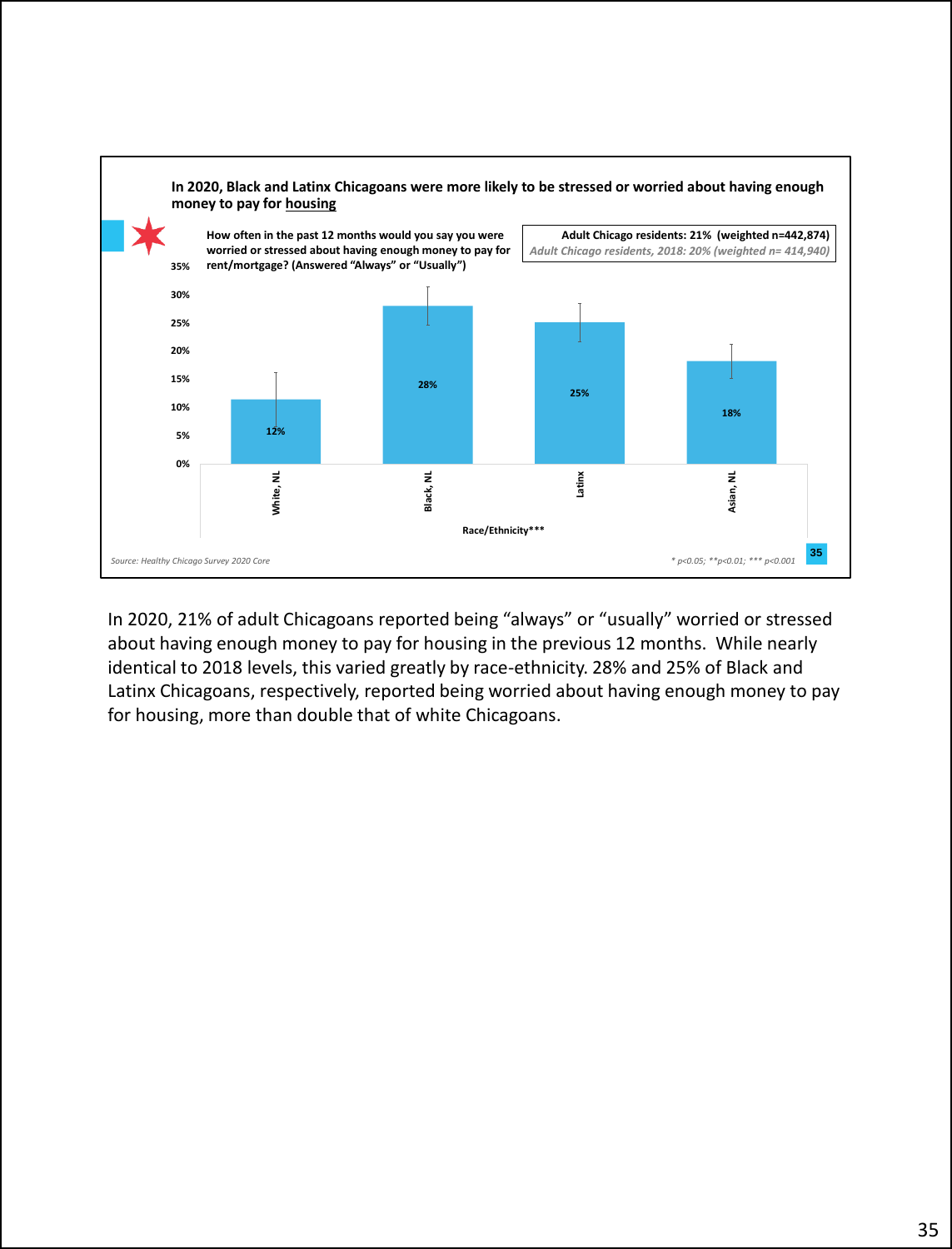## In 2020, Black and Latinx Chicagoans were more likely to be stressed or worried about having enough money to pay for housing

**How often in the past 12 months would you say you were worried or stressed about having enough money to pay for rent/mortgage? (Answered "Always" or "Usually")**

**Adult Chicago residents: 21% (weighted n=442,874)**
*Adult Chicago residents, 2018: 20% (weighted n= 414,940)*

| Race/Ethnicity*** | Percent |
|---|---|
| White, NL | 12% |
| Black, NL | 28% |
| Latinx | 25% |
| Asian, NL | 18% |

*Source: Healthy Chicago Survey 2020 Core*

** p<0.05; **p<0.01; *** p<0.001*

In 2020, 21% of adult Chicagoans reported being "always" or "usually" worried or stressed about having enough money to pay for housing in the previous 12 months. While nearly identical to 2018 levels, this varied greatly by race-ethnicity. 28% and 25% of Black and Latinx Chicagoans, respectively, reported being worried about having enough money to pay for housing, more than double that of white Chicagoans.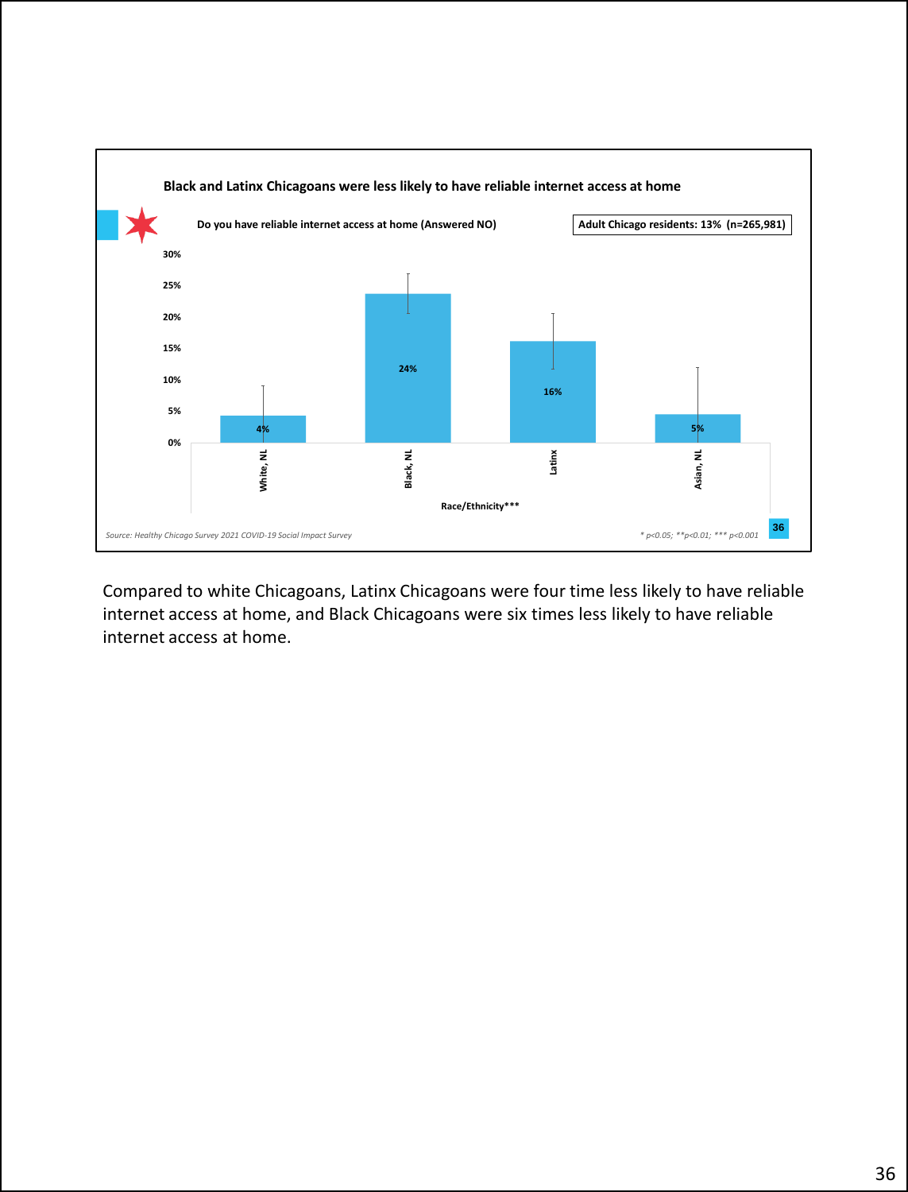**Black and Latinx Chicagoans were less likely to have reliable internet access at home**

Do you have reliable internet access at home (Answered NO)

Adult Chicago residents: 13% (n=265,981)

| Race/Ethnicity*** | Answered NO |
|---|---|
| White, NL | 4% |
| Black, NL | 24% |
| Latinx | 16% |
| Asian, NL | 5% |

*Source: Healthy Chicago Survey 2021 COVID-19 Social Impact Survey*

*\* p<0.05; \*\*p<0.01; \*\*\* p<0.001*

Compared to white Chicagoans, Latinx Chicagoans were four time less likely to have reliable internet access at home, and Black Chicagoans were six times less likely to have reliable internet access at home.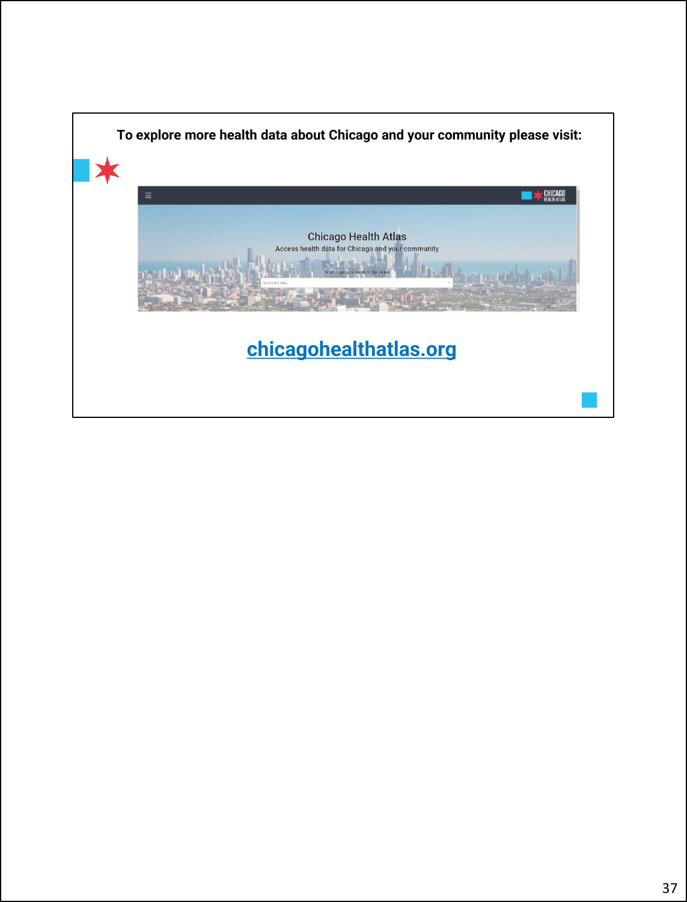**To explore more health data about Chicago and your community please visit:**

Chicago Health Atlas

Access health data for Chicago and your community

[chicagohealthatlas.org](https://chicagohealthatlas.org)